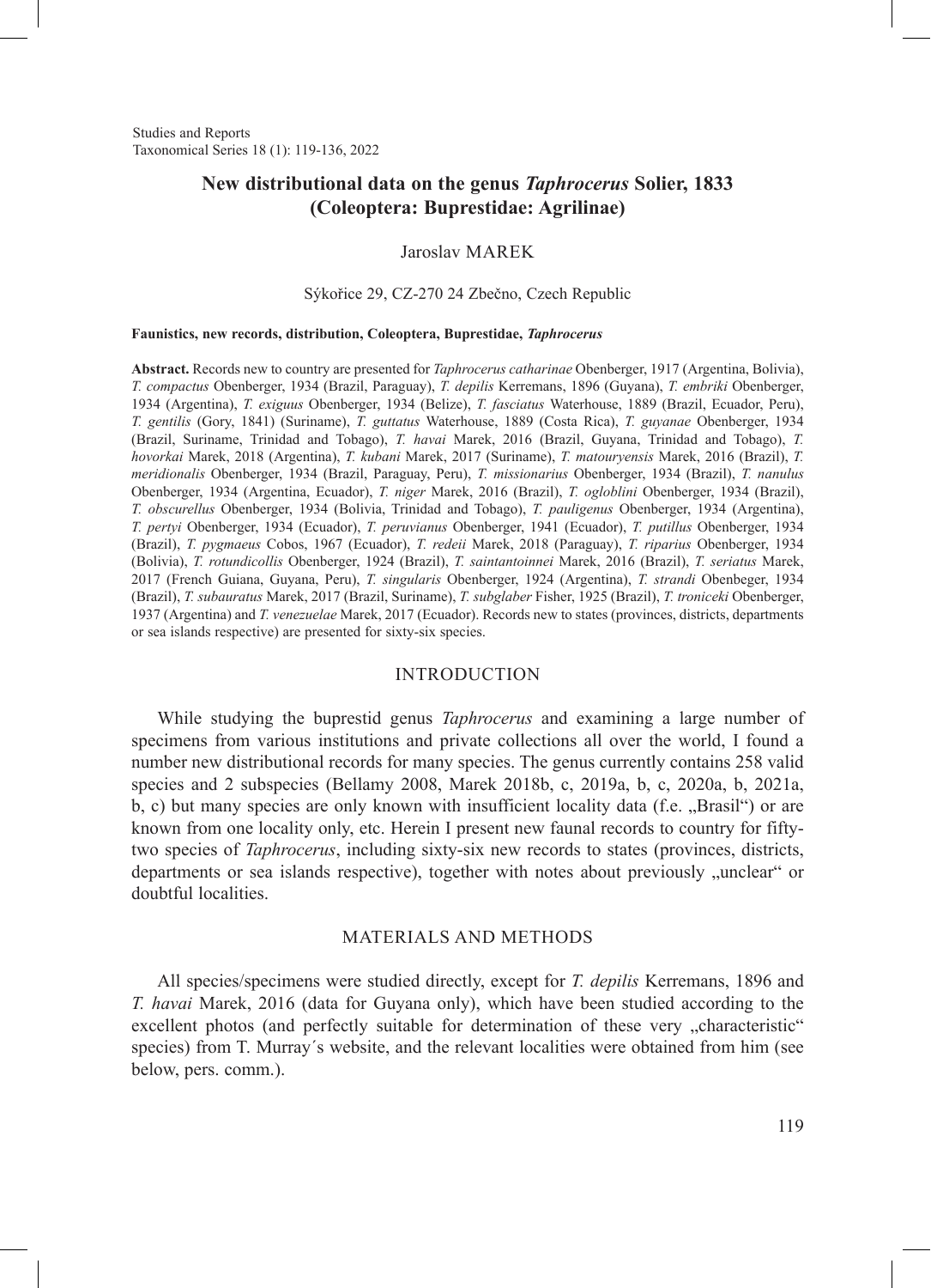Studies and Reports
Taxonomical Series 18 (1): 119-136, 2022

# New distributional data on the genus *Taphrocerus* Solier, 1833 (Coleoptera: Buprestidae: Agrilinae)

Jaroslav MAREK

Sýkořice 29, CZ-270 24 Zbečno, Czech Republic

**Faunistics, new records, distribution, Coleoptera, Buprestidae, *Taphrocerus***

**Abstract.** Records new to country are presented for *Taphrocerus catharinae* Obenberger, 1917 (Argentina, Bolivia), *T. compactus* Obenberger, 1934 (Brazil, Paraguay), *T. depilis* Kerremans, 1896 (Guyana), *T. embriki* Obenberger, 1934 (Argentina), *T. exiguus* Obenberger, 1934 (Belize), *T. fasciatus* Waterhouse, 1889 (Brazil, Ecuador, Peru), *T. gentilis* (Gory, 1841) (Suriname), *T. guttatus* Waterhouse, 1889 (Costa Rica), *T. guyanae* Obenberger, 1934 (Brazil, Suriname, Trinidad and Tobago), *T. havai* Marek, 2016 (Brazil, Guyana, Trinidad and Tobago), *T. hovorkai* Marek, 2018 (Argentina), *T. kubani* Marek, 2017 (Suriname), *T. matouryensis* Marek, 2016 (Brazil), *T. meridionalis* Obenberger, 1934 (Brazil, Paraguay, Peru), *T. missionarius* Obenberger, 1934 (Brazil), *T. nanulus* Obenberger, 1934 (Argentina, Ecuador), *T. niger* Marek, 2016 (Brazil), *T. ogloblini* Obenberger, 1934 (Brazil), *T. obscurellus* Obenberger, 1934 (Bolivia, Trinidad and Tobago), *T. pauligenus* Obenberger, 1934 (Argentina), *T. pertyi* Obenberger, 1934 (Ecuador), *T. peruvianus* Obenberger, 1941 (Ecuador), *T. putillus* Obenberger, 1934 (Brazil), *T. pygmaeus* Cobos, 1967 (Ecuador), *T. redeii* Marek, 2018 (Paraguay), *T. riparius* Obenberger, 1934 (Bolivia), *T. rotundicollis* Obenberger, 1924 (Brazil), *T. saintantoinnei* Marek, 2016 (Brazil), *T. seriatus* Marek, 2017 (French Guiana, Guyana, Peru), *T. singularis* Obenberger, 1924 (Argentina), *T. strandi* Obenbeger, 1934 (Brazil), *T. subauratus* Marek, 2017 (Brazil, Suriname), *T. subglaber* Fisher, 1925 (Brazil), *T. troniceki* Obenberger, 1937 (Argentina) and *T. venezuelae* Marek, 2017 (Ecuador). Records new to states (provinces, districts, departments or sea islands respective) are presented for sixty-six species.

## INTRODUCTION

While studying the buprestid genus *Taphrocerus* and examining a large number of specimens from various institutions and private collections all over the world, I found a number new distributional records for many species. The genus currently contains 258 valid species and 2 subspecies (Bellamy 2008, Marek 2018b, c, 2019a, b, c, 2020a, b, 2021a, b, c) but many species are only known with insufficient locality data (f.e. „Brasil") or are known from one locality only, etc. Herein I present new faunal records to country for fifty-two species of *Taphrocerus*, including sixty-six new records to states (provinces, districts, departments or sea islands respective), together with notes about previously „unclear" or doubtful localities.

## MATERIALS AND METHODS

All species/specimens were studied directly, except for *T. depilis* Kerremans, 1896 and *T. havai* Marek, 2016 (data for Guyana only), which have been studied according to the excellent photos (and perfectly suitable for determination of these very „characteristic" species) from T. Murray´s website, and the relevant localities were obtained from him (see below, pers. comm.).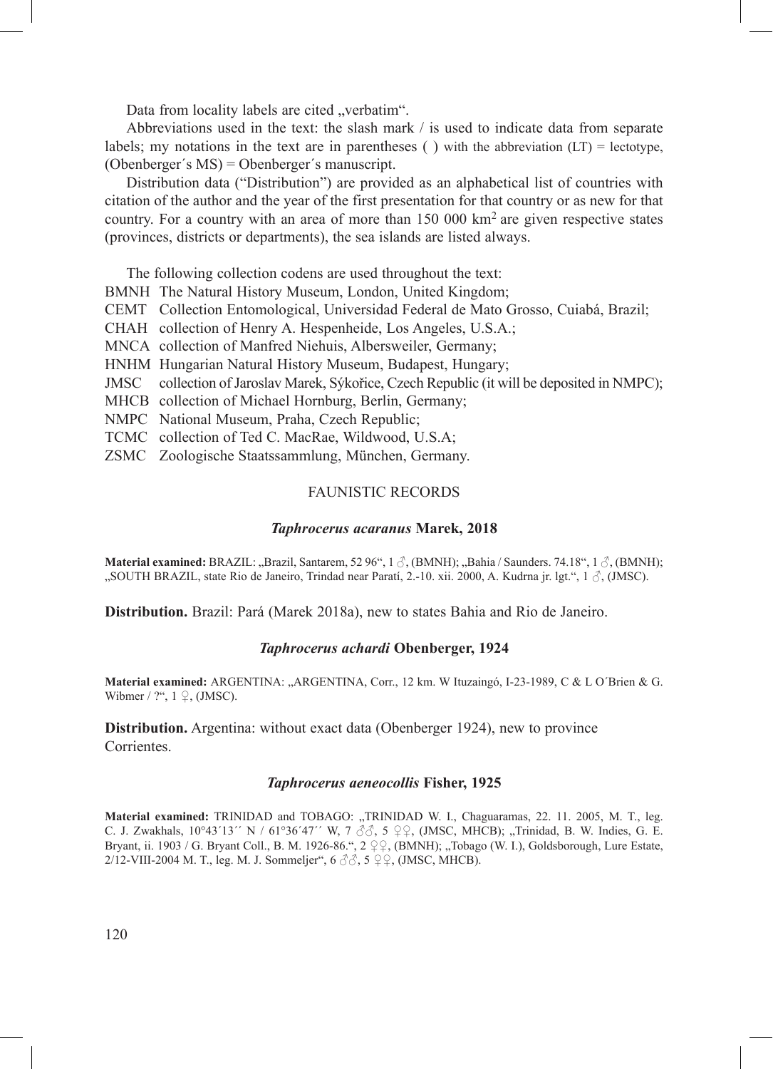Data from locality labels are cited „verbatim".

Abbreviations used in the text: the slash mark / is used to indicate data from separate labels; my notations in the text are in parentheses ( ) with the abbreviation (LT) = lectotype, (Obenberger´s MS) = Obenberger´s manuscript.

Distribution data ("Distribution") are provided as an alphabetical list of countries with citation of the author and the year of the first presentation for that country or as new for that country. For a country with an area of more than 150 000 km$^2$ are given respective states (provinces, districts or departments), the sea islands are listed always.

The following collection codens are used throughout the text:

BMNH The Natural History Museum, London, United Kingdom;
CEMT Collection Entomological, Universidad Federal de Mato Grosso, Cuiabá, Brazil;
CHAH collection of Henry A. Hespenheide, Los Angeles, U.S.A.;
MNCA collection of Manfred Niehuis, Albersweiler, Germany;
HNHM Hungarian Natural History Museum, Budapest, Hungary;
JMSC collection of Jaroslav Marek, Sýkořice, Czech Republic (it will be deposited in NMPC);
MHCB collection of Michael Hornburg, Berlin, Germany;
NMPC National Museum, Praha, Czech Republic;
TCMC collection of Ted C. MacRae, Wildwood, U.S.A;
ZSMC Zoologische Staatssammlung, München, Germany.

## FAUNISTIC RECORDS

### *Taphrocerus acaranus* Marek, 2018

**Material examined:** BRAZIL: „Brazil, Santarem, 52 96", 1 ♂, (BMNH); „Bahia / Saunders. 74.18", 1 ♂, (BMNH); „SOUTH BRAZIL, state Rio de Janeiro, Trindad near Paratí, 2.-10. xii. 2000, A. Kudrna jr. lgt.", 1 ♂, (JMSC).

**Distribution.** Brazil: Pará (Marek 2018a), new to states Bahia and Rio de Janeiro.

### *Taphrocerus achardi* Obenberger, 1924

**Material examined:** ARGENTINA: „ARGENTINA, Corr., 12 km. W Ituzaingó, I-23-1989, C & L O´Brien & G. Wibmer / ?", 1 ♀, (JMSC).

**Distribution.** Argentina: without exact data (Obenberger 1924), new to province Corrientes.

### *Taphrocerus aeneocollis* Fisher, 1925

**Material examined:** TRINIDAD and TOBAGO: „TRINIDAD W. I., Chaguaramas, 22. 11. 2005, M. T., leg. C. J. Zwakhals, 10°43´13´´ N / 61°36´47´´ W, 7 ♂♂, 5 ♀♀, (JMSC, MHCB); „Trinidad, B. W. Indies, G. E. Bryant, ii. 1903 / G. Bryant Coll., B. M. 1926-86.", 2 ♀♀, (BMNH); „Tobago (W. I.), Goldsborough, Lure Estate, 2/12-VIII-2004 M. T., leg. M. J. Sommeljer", 6 ♂♂, 5 ♀♀, (JMSC, MHCB).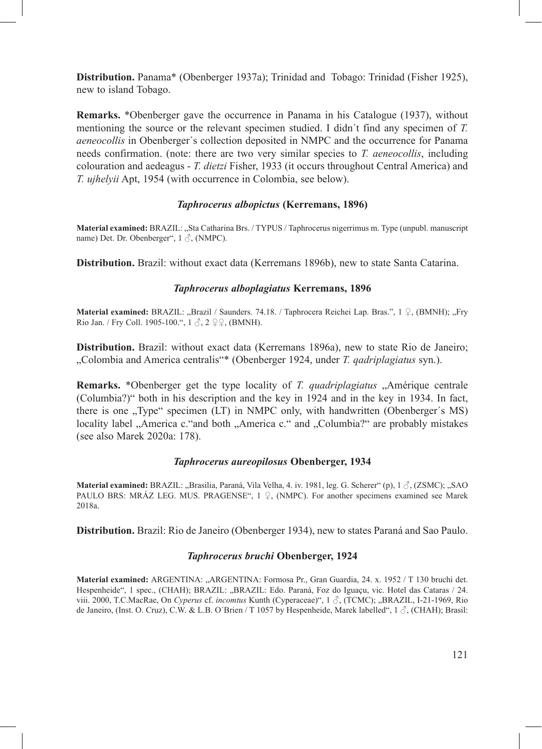**Distribution.** Panama* (Obenberger 1937a); Trinidad and Tobago: Trinidad (Fisher 1925), new to island Tobago.

**Remarks.** *Obenberger gave the occurrence in Panama in his Catalogue (1937), without mentioning the source or the relevant specimen studied. I didn´t find any specimen of *T. aeneocollis* in Obenberger´s collection deposited in NMPC and the occurrence for Panama needs confirmation. (note: there are two very similar species to *T. aeneocollis*, including colouration and aedeagus - *T. dietzi* Fisher, 1933 (it occurs throughout Central America) and *T. ujhelyii* Apt, 1954 (with occurrence in Colombia, see below).

### *Taphrocerus albopictus* (Kerremans, 1896)

**Material examined:** BRAZIL: „Sta Catharina Brs. / TYPUS / Taphrocerus nigerrimus m. Type (unpubl. manuscript name) Det. Dr. Obenberger", 1 ♂, (NMPC).

**Distribution.** Brazil: without exact data (Kerremans 1896b), new to state Santa Catarina.

### *Taphrocerus alboplagiatus* Kerremans, 1896

**Material examined:** BRAZIL: „Brazil / Saunders. 74.18. / Taphrocera Reichei Lap. Bras.", 1 ♀, (BMNH); „Fry Rio Jan. / Fry Coll. 1905-100.", 1 ♂, 2 ♀♀, (BMNH).

**Distribution.** Brazil: without exact data (Kerremans 1896a), new to state Rio de Janeiro; „Colombia and America centralis"* (Obenberger 1924, under *T. qadriplagiatus* syn.).

**Remarks.** *Obenberger get the type locality of *T. quadriplagiatus* „Amérique centrale (Columbia?)" both in his description and the key in 1924 and in the key in 1934. In fact, there is one „Type" specimen (LT) in NMPC only, with handwritten (Obenberger´s MS) locality label „America c."and both „America c." and „Columbia?" are probably mistakes (see also Marek 2020a: 178).

### *Taphrocerus aureopilosus* Obenberger, 1934

**Material examined:** BRAZIL: „Brasilia, Paraná, Vila Velha, 4. iv. 1981, leg. G. Scherer" (p), 1 ♂, (ZSMC); „SAO PAULO BRS: MRÁZ LEG. MUS. PRAGENSE", 1 ♀, (NMPC). For another specimens examined see Marek 2018a.

**Distribution.** Brazil: Rio de Janeiro (Obenberger 1934), new to states Paraná and Sao Paulo.

### *Taphrocerus bruchi* Obenberger, 1924

**Material examined:** ARGENTINA: „ARGENTINA: Formosa Pr., Gran Guardia, 24. x. 1952 / T 130 bruchi det. Hespenheide", 1 spec., (CHAH); BRAZIL: „BRAZIL: Edo. Paraná, Foz do Iguaçu, vic. Hotel das Cataras / 24. viii. 2000, T.C.MacRae, On *Cyperus* cf. *incomtus* Kunth (Cyperaceae)", 1 ♂, (TCMC); „BRAZIL, I-21-1969, Rio de Janeiro, (Inst. O. Cruz), C.W. & L.B. O´Brien / T 1057 by Hespenheide, Marek labelled", 1 ♂, (CHAH); Brasil: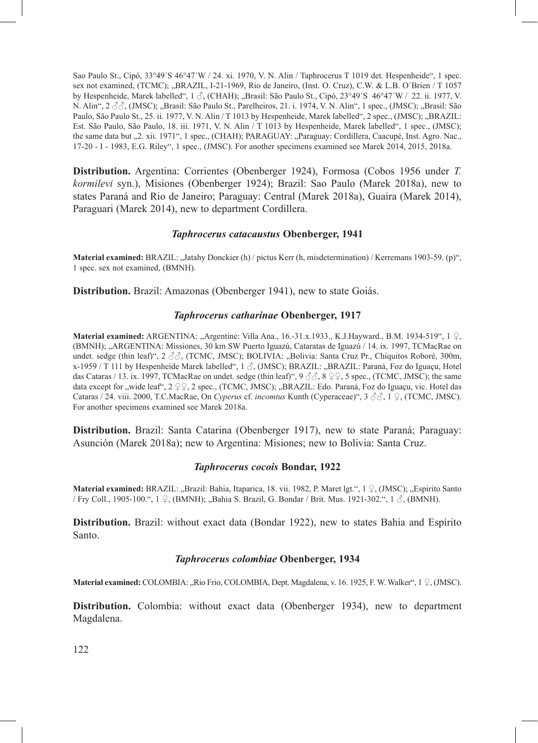Sao Paulo St., Cipó, 33°49´S 46°47´W / 24. xi. 1970, V. N. Alin / Taphrocerus T 1019 det. Hespenheide", 1 spec. sex not examined, (TCMC); „BRAZIL, I-21-1969, Rio de Janeiro, (Inst. O. Cruz), C.W. & L.B. O´Brien / T 1057 by Hespenheide, Marek labelled", 1 ♂, (CHAH); „Brasil: São Paulo St., Cipó, 23°49´S 46°47´W / 22. ii. 1977, V. N. Alin", 2 ♂♂, (JMSC); „Brasil: São Paulo St., Parelheiros, 21. i. 1974, V. N. Alin", 1 spec., (JMSC); „Brasil: São Paulo, São Paulo St., 25. ii. 1977, V. N. Alin / T 1013 by Hespenheide, Marek labelled", 2 spec., (JMSC); „BRAZIL: Est. São Paulo, São Paulo, 18. iii. 1971, V. N. Alin / T 1013 by Hespenheide, Marek labelled", 1 spec., (JMSC); the same data but „2. xii. 1971", 1 spec., (CHAH); PARAGUAY: „Paraguay: Cordillera, Caacupé, Inst. Agro. Nac., 17-20 - I - 1983, E.G. Riley", 1 spec., (JMSC). For another specimens examined see Marek 2014, 2015, 2018a.

**Distribution.** Argentina: Corrientes (Obenberger 1924), Formosa (Cobos 1956 under *T. kormilevi* syn.), Misiones (Obenberger 1924); Brazil: Sao Paulo (Marek 2018a), new to states Paraná and Rio de Janeiro; Paraguay: Central (Marek 2018a), Guaira (Marek 2014), Paraguari (Marek 2014), new to department Cordillera.

### *Taphrocerus catacaustus* Obenberger, 1941

**Material examined:** BRAZIL: „Jatahy Donckier (h) / pictus Kerr (h, misdetermination) / Kerremans 1903-59. (p)", 1 spec. sex not examined, (BMNH).

**Distribution.** Brazil: Amazonas (Obenberger 1941), new to state Goiás.

### *Taphrocerus catharinae* Obenberger, 1917

**Material examined:** ARGENTINA: „Argentine: Villa Ana., 16.-31.x.1933., K.J.Hayward., B.M. 1934-519", 1 ♀, (BMNH); „ARGENTINA: Missiones, 30 km SW Puerto Iguazú, Cataratas de Iguazú / 14. ix. 1997, TCMacRae on undet. sedge (thin leaf)", 2 ♂♂, (TCMC, JMSC); BOLIVIA: „Bolivia: Santa Cruz Pr., Chiquitos Roboré, 300m, x-1959 / T 111 by Hespenheide Marek labelled", 1 ♂, (JMSC); BRAZIL: „BRAZIL: Paraná, Foz do Iguaçu, Hotel das Cataras / 13. ix. 1997, TCMacRae on undet. sedge (thin leaf)", 9 ♂♂, 8 ♀♀, 5 spec., (TCMC, JMSC); the same data except for „wide leaf", 2 ♀♀, 2 spec., (TCMC, JMSC); „BRAZIL: Edo. Paraná, Foz do Iguaçu, vic. Hotel das Cataras / 24. viii. 2000, T.C.MacRae, On *Cyperus* cf. *incomtus* Kunth (Cyperaceae)", 3 ♂♂, 1 ♀, (TCMC, JMSC). For another specimens examined see Marek 2018a.

**Distribution.** Brazil: Santa Catarina (Obenberger 1917), new to state Paraná; Paraguay: Asunción (Marek 2018a); new to Argentina: Misiones; new to Bolivia: Santa Cruz.

### *Taphrocerus cocois* Bondar, 1922

**Material examined:** BRAZIL: „Brazil: Bahia, Itaparica, 18. vii. 1982, P. Maret lgt.", 1 ♀, (JMSC); „Espirito Santo / Fry Coll., 1905-100.", 1 ♀, (BMNH); „Bahia S. Brazil, G. Bondar / Brit. Mus. 1921-302.", 1 ♂, (BMNH).

**Distribution.** Brazil: without exact data (Bondar 1922), new to states Bahia and Espírito Santo.

### *Taphrocerus colombiae* Obenberger, 1934

**Material examined:** COLOMBIA: „Rio Frio, COLOMBIA, Dept. Magdalena, v. 16. 1925, F. W. Walker", 1 ♀, (JMSC).

**Distribution.** Colombia: without exact data (Obenberger 1934), new to department Magdalena.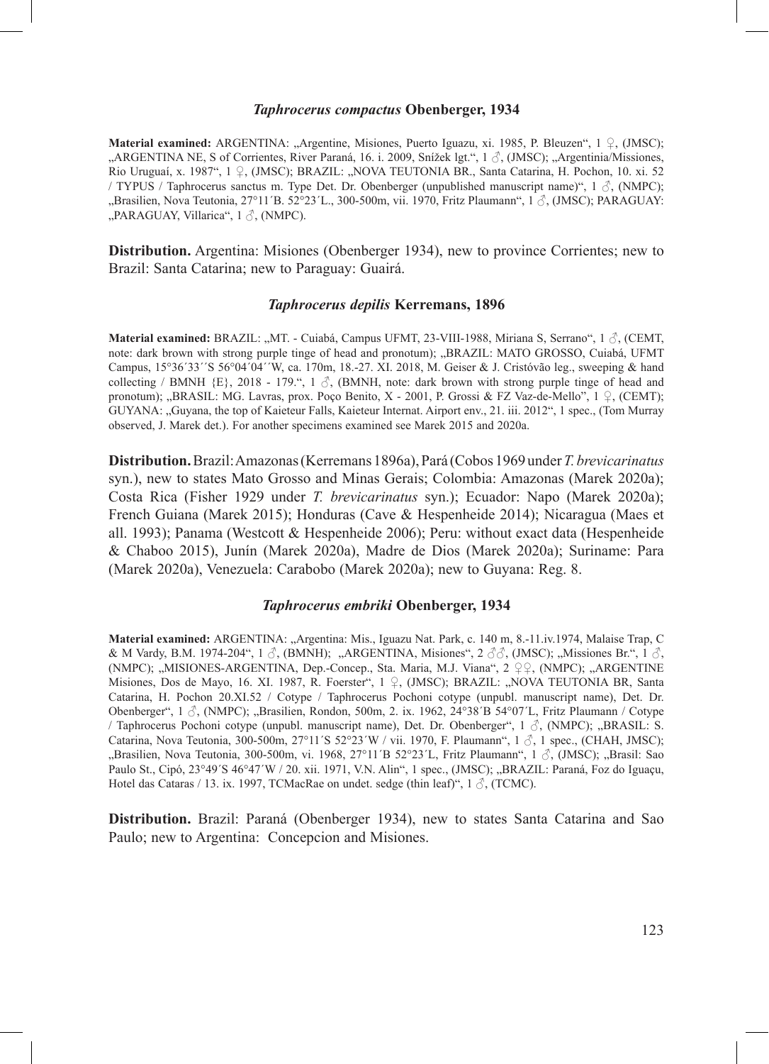### *Taphrocerus compactus* Obenberger, 1934

**Material examined:** ARGENTINA: „Argentine, Misiones, Puerto Iguazu, xi. 1985, P. Bleuzen", 1 ♀, (JMSC); „ARGENTINA NE, S of Corrientes, River Paraná, 16. i. 2009, Snížek lgt.", 1 ♂, (JMSC); „Argentinia/Missiones, Rio Uruguaí, x. 1987", 1 ♀, (JMSC); BRAZIL: „NOVA TEUTONIA BR., Santa Catarina, H. Pochon, 10. xi. 52 / TYPUS / Taphrocerus sanctus m. Type Det. Dr. Obenberger (unpublished manuscript name)", 1 ♂, (NMPC); „Brasilien, Nova Teutonia, 27°11´B. 52°23´L., 300-500m, vii. 1970, Fritz Plaumann", 1 ♂, (JMSC); PARAGUAY: „PARAGUAY, Villarica", 1 ♂, (NMPC).

**Distribution.** Argentina: Misiones (Obenberger 1934), new to province Corrientes; new to Brazil: Santa Catarina; new to Paraguay: Guairá.

### *Taphrocerus depilis* Kerremans, 1896

**Material examined:** BRAZIL: „MT. - Cuiabá, Campus UFMT, 23-VIII-1988, Miriana S, Serrano", 1 ♂, (CEMT, note: dark brown with strong purple tinge of head and pronotum); „BRAZIL: MATO GROSSO, Cuiabá, UFMT Campus, 15°36´33´´S 56°04´04´´W, ca. 170m, 18.-27. XI. 2018, M. Geiser & J. Cristóvão leg., sweeping & hand collecting / BMNH {E}, 2018 - 179.", 1 ♂, (BMNH, note: dark brown with strong purple tinge of head and pronotum); „BRASIL: MG. Lavras, prox. Poço Benito, X - 2001, P. Grossi & FZ Vaz-de-Mello", 1 ♀, (CEMT); GUYANA: „Guyana, the top of Kaieteur Falls, Kaieteur Internat. Airport env., 21. iii. 2012", 1 spec., (Tom Murray observed, J. Marek det.). For another specimens examined see Marek 2015 and 2020a.

**Distribution.** Brazil: Amazonas (Kerremans 1896a), Pará (Cobos 1969 under *T. brevicarinatus* syn.), new to states Mato Grosso and Minas Gerais; Colombia: Amazonas (Marek 2020a); Costa Rica (Fisher 1929 under *T. brevicarinatus* syn.); Ecuador: Napo (Marek 2020a); French Guiana (Marek 2015); Honduras (Cave & Hespenheide 2014); Nicaragua (Maes et all. 1993); Panama (Westcott & Hespenheide 2006); Peru: without exact data (Hespenheide & Chaboo 2015), Junín (Marek 2020a), Madre de Dios (Marek 2020a); Suriname: Para (Marek 2020a), Venezuela: Carabobo (Marek 2020a); new to Guyana: Reg. 8.

### *Taphrocerus embriki* Obenberger, 1934

**Material examined:** ARGENTINA: „Argentina: Mis., Iguazu Nat. Park, c. 140 m, 8.-11.iv.1974, Malaise Trap, C & M Vardy, B.M. 1974-204", 1 ♂, (BMNH); „ARGENTINA, Misiones", 2 ♂♂, (JMSC); „Missiones Br.", 1 ♂, (NMPC); „MISIONES-ARGENTINA, Dep.-Concep., Sta. Maria, M.J. Viana", 2 ♀♀, (NMPC); „ARGENTINE Misiones, Dos de Mayo, 16. XI. 1987, R. Foerster", 1 ♀, (JMSC); BRAZIL: „NOVA TEUTONIA BR, Santa Catarina, H. Pochon 20.XI.52 / Cotype / Taphrocerus Pochoni cotype (unpubl. manuscript name), Det. Dr. Obenberger", 1 ♂, (NMPC); „Brasilien, Rondon, 500m, 2. ix. 1962, 24°38´B 54°07´L, Fritz Plaumann / Cotype / Taphrocerus Pochoni cotype (unpubl. manuscript name), Det. Dr. Obenberger", 1 ♂, (NMPC); „BRASIL: S. Catarina, Nova Teutonia, 300-500m, 27°11´S 52°23´W / vii. 1970, F. Plaumann", 1 ♂, 1 spec., (CHAH, JMSC); „Brasilien, Nova Teutonia, 300-500m, vi. 1968, 27°11´B 52°23´L, Fritz Plaumann", 1 ♂, (JMSC); „Brasil: Sao Paulo St., Cipó, 23°49´S 46°47´W / 20. xii. 1971, V.N. Alin", 1 spec., (JMSC); „BRAZIL: Paraná, Foz do Iguaçu, Hotel das Cataras / 13. ix. 1997, TCMacRae on undet. sedge (thin leaf)", 1 ♂, (TCMC).

**Distribution.** Brazil: Paraná (Obenberger 1934), new to states Santa Catarina and Sao Paulo; new to Argentina: Concepcion and Misiones.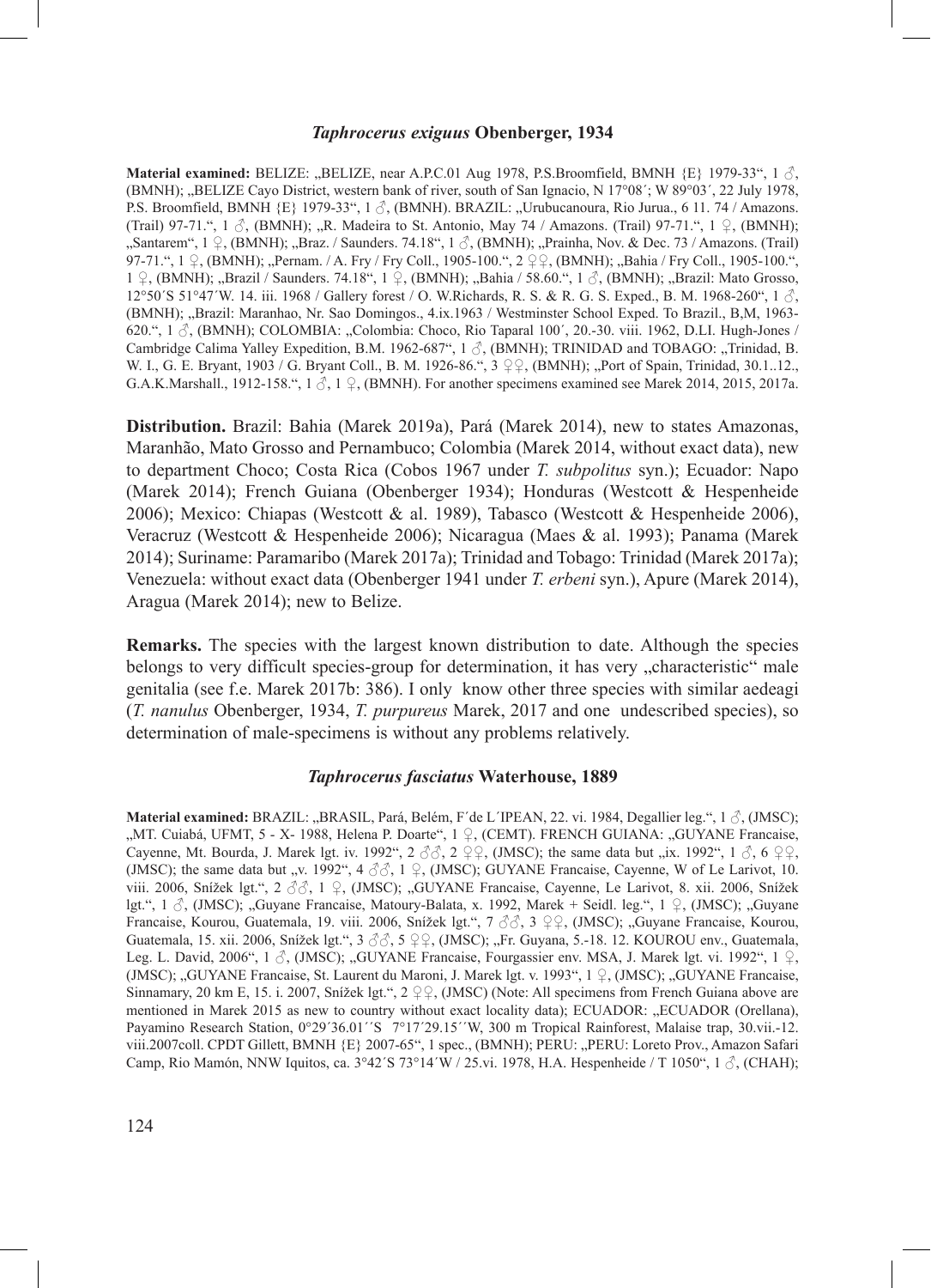### *Taphrocerus exiguus* Obenberger, 1934

**Material examined:** BELIZE: „BELIZE, near A.P.C.01 Aug 1978, P.S.Broomfield, BMNH {E} 1979-33“, 1 ♂, (BMNH); „BELIZE Cayo District, western bank of river, south of San Ignacio, N 17°08´; W 89°03´, 22 July 1978, P.S. Broomfield, BMNH {E} 1979-33“, 1 ♂, (BMNH). BRAZIL: „Urubucanoura, Rio Jurua., 6 11. 74 / Amazons. (Trail) 97-71.“, 1 ♂, (BMNH); „R. Madeira to St. Antonio, May 74 / Amazons. (Trail) 97-71.“, 1 ♀, (BMNH); „Santarem“, 1 ♀, (BMNH); „Braz. / Saunders. 74.18“, 1 ♂, (BMNH); „Prainha, Nov. & Dec. 73 / Amazons. (Trail) 97-71.“, 1 ♀, (BMNH); „Pernam. / A. Fry / Fry Coll., 1905-100.“, 2 ♀♀, (BMNH); „Bahia / Fry Coll., 1905-100.“, 1 ♀, (BMNH); „Brazil / Saunders. 74.18“, 1 ♀, (BMNH); „Bahia / 58.60.“, 1 ♂, (BMNH); „Brazil: Mato Grosso, 12°50´S 51°47´W. 14. iii. 1968 / Gallery forest / O. W.Richards, R. S. & R. G. S. Exped., B. M. 1968-260“, 1 ♂, (BMNH); „Brazil: Maranhao, Nr. Sao Domingos., 4.ix.1963 / Westminster School Exped. To Brazil., B,M, 1963-620.“, 1 ♂, (BMNH); COLOMBIA: „Colombia: Choco, Rio Taparal 100´, 20.-30. viii. 1962, D.LI. Hugh-Jones / Cambridge Calima Yalley Expedition, B.M. 1962-687“, 1 ♂, (BMNH); TRINIDAD and TOBAGO: „Trinidad, B. W. I., G. E. Bryant, 1903 / G. Bryant Coll., B. M. 1926-86.“, 3 ♀♀, (BMNH); „Port of Spain, Trinidad, 30.1..12., G.A.K.Marshall., 1912-158.“, 1 ♂, 1 ♀, (BMNH). For another specimens examined see Marek 2014, 2015, 2017a.

**Distribution.** Brazil: Bahia (Marek 2019a), Pará (Marek 2014), new to states Amazonas, Maranhão, Mato Grosso and Pernambuco; Colombia (Marek 2014, without exact data), new to department Choco; Costa Rica (Cobos 1967 under *T. subpolitus* syn.); Ecuador: Napo (Marek 2014); French Guiana (Obenberger 1934); Honduras (Westcott & Hespenheide 2006); Mexico: Chiapas (Westcott & al. 1989), Tabasco (Westcott & Hespenheide 2006), Veracruz (Westcott & Hespenheide 2006); Nicaragua (Maes & al. 1993); Panama (Marek 2014); Suriname: Paramaribo (Marek 2017a); Trinidad and Tobago: Trinidad (Marek 2017a); Venezuela: without exact data (Obenberger 1941 under *T. erbeni* syn.), Apure (Marek 2014), Aragua (Marek 2014); new to Belize.

**Remarks.** The species with the largest known distribution to date. Although the species belongs to very difficult species-group for determination, it has very „characteristic“ male genitalia (see f.e. Marek 2017b: 386). I only know other three species with similar aedeagi (*T. nanulus* Obenberger, 1934, *T. purpureus* Marek, 2017 and one undescribed species), so determination of male-specimens is without any problems relatively.

### *Taphrocerus fasciatus* Waterhouse, 1889

**Material examined:** BRAZIL: „BRASIL, Pará, Belém, F´de L´IPEAN, 22. vi. 1984, Degallier leg.“, 1 ♂, (JMSC); „MT. Cuiabá, UFMT, 5 - X- 1988, Helena P. Doarte“, 1 ♀, (CEMT). FRENCH GUIANA: „GUYANE Francaise, Cayenne, Mt. Bourda, J. Marek lgt. iv. 1992“, 2 ♂♂, 2 ♀♀, (JMSC); the same data but „ix. 1992“, 1 ♂, 6 ♀♀, (JMSC); the same data but „v. 1992“, 4 ♂♂, 1 ♀, (JMSC); GUYANE Francaise, Cayenne, W of Le Larivot, 10. viii. 2006, Snížek lgt.“, 2 ♂♂, 1 ♀, (JMSC); „GUYANE Francaise, Cayenne, Le Larivot, 8. xii. 2006, Snížek lgt.“, 1 ♂, (JMSC); „Guyane Francaise, Matoury-Balata, x. 1992, Marek + Seidl. leg.“, 1 ♀, (JMSC); „Guyane Francaise, Kourou, Guatemala, 19. viii. 2006, Snížek lgt.“, 7 ♂♂, 3 ♀♀, (JMSC); „Guyane Francaise, Kourou, Guatemala, 15. xii. 2006, Snížek lgt.“, 3 ♂♂, 5 ♀♀, (JMSC); „Fr. Guyana, 5.-18. 12. KOUROU env., Guatemala, Leg. L. David, 2006“, 1 ♂, (JMSC); „GUYANE Francaise, Fourgassier env. MSA, J. Marek lgt. vi. 1992“, 1 ♀, (JMSC); „GUYANE Francaise, St. Laurent du Maroni, J. Marek lgt. v. 1993“, 1 ♀, (JMSC); „GUYANE Francaise, Sinnamary, 20 km E, 15. i. 2007, Snížek lgt.“, 2 ♀♀, (JMSC) (Note: All specimens from French Guiana above are mentioned in Marek 2015 as new to country without exact locality data); ECUADOR: „ECUADOR (Orellana), Payamino Research Station, 0°29´36.01´´S 7°17´29.15´´W, 300 m Tropical Rainforest, Malaise trap, 30.vii.-12. viii.2007coll. CPDT Gillett, BMNH {E} 2007-65“, 1 spec., (BMNH); PERU: „PERU: Loreto Prov., Amazon Safari Camp, Rio Mamón, NNW Iquitos, ca. 3°42´S 73°14´W / 25.vi. 1978, H.A. Hespenheide / T 1050“, 1 ♂, (CHAH);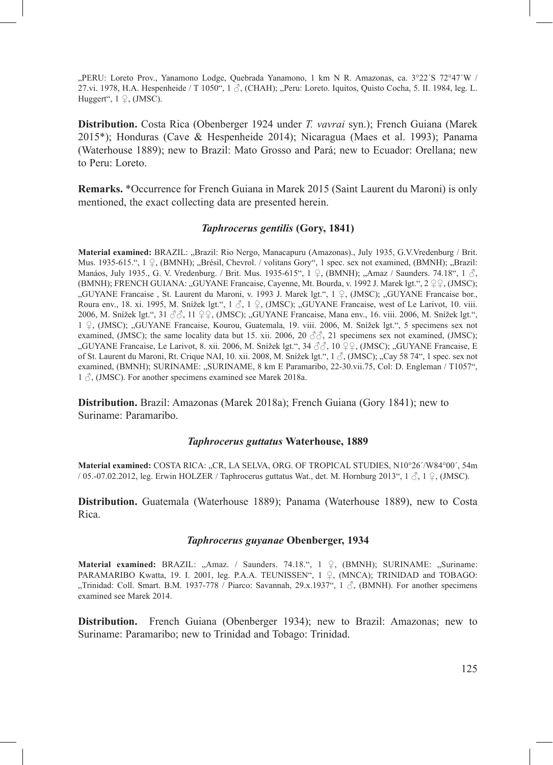„PERU: Loreto Prov., Yanamono Lodge, Quebrada Yanamono, 1 km N R. Amazonas, ca. 3°22´S 72°47´W / 27.vi. 1978, H.A. Hespenheide / T 1050“, 1 ♂, (CHAH); „Peru: Loreto. Iquitos, Quisto Cocha, 5. II. 1984, leg. L. Huggert“, 1 ♀, (JMSC).

**Distribution.** Costa Rica (Obenberger 1924 under *T. vavrai* syn.); French Guiana (Marek 2015*); Honduras (Cave & Hespenheide 2014); Nicaragua (Maes et al. 1993); Panama (Waterhouse 1889); new to Brazil: Mato Grosso and Pará; new to Ecuador: Orellana; new to Peru: Loreto.

**Remarks.** *Occurrence for French Guiana in Marek 2015 (Saint Laurent du Maroni) is only mentioned, the exact collecting data are presented herein.

### *Taphrocerus gentilis* (Gory, 1841)

**Material examined:** BRAZIL: „Brazil: Rio Nergo, Manacapuru (Amazonas)., July 1935, G.V.Vredenburg / Brit. Mus. 1935-615.“, 1 ♀, (BMNH); „Brésil, Chevrol. / volitans Gory“, 1 spec. sex not examined, (BMNH); „Brazil: Manáos, July 1935., G. V. Vredenburg. / Brit. Mus. 1935-615“, 1 ♀, (BMNH); „Amaz / Saunders. 74.18“, 1 ♂, (BMNH); FRENCH GUIANA: „GUYANE Francaise, Cayenne, Mt. Bourda, v. 1992 J. Marek lgt.“, 2 ♀♀, (JMSC); „GUYANE Francaise , St. Laurent du Maroni, v. 1993 J. Marek lgt.“, 1 ♀, (JMSC); „GUYANE Francaise bor., Roura env., 18. xi. 1995, M. Snížek lgt.“, 1 ♂, 1 ♀, (JMSC); „GUYANE Francaise, west of Le Larivot, 10. viii. 2006, M. Snížek lgt.“, 31 ♂♂, 11 ♀♀, (JMSC); „GUYANE Francaise, Mana env., 16. viii. 2006, M. Snížek lgt.“, 1 ♀, (JMSC); „GUYANE Francaise, Kourou, Guatemala, 19. viii. 2006, M. Snížek lgt.“, 5 specimens sex not examined, (JMSC); the same locality data but 15. xii. 2006, 20 ♂♂, 21 specimens sex not examined, (JMSC); „GUYANE Francaise, Le Larivot, 8. xii. 2006, M. Snížek lgt.“, 34 ♂♂, 10 ♀♀, (JMSC); „GUYANE Francaise, E of St. Laurent du Maroni, Rt. Crique NAI, 10. xii. 2008, M. Snížek lgt.“, 1 ♂, (JMSC); „Cay 58 74“, 1 spec. sex not examined, (BMNH); SURINAME: „SURINAME, 8 km E Paramaribo, 22-30.vii.75, Col: D. Engleman / T1057“, 1 ♂, (JMSC). For another specimens examined see Marek 2018a.

**Distribution.** Brazil: Amazonas (Marek 2018a); French Guiana (Gory 1841); new to Suriname: Paramaribo.

### *Taphrocerus guttatus* Waterhouse, 1889

**Material examined:** COSTA RICA: „CR, LA SELVA, ORG. OF TROPICAL STUDIES, N10°26´/W84°00´, 54m / 05.-07.02.2012, leg. Erwin HOLZER / Taphrocerus guttatus Wat., det. M. Hornburg 2013“, 1 ♂, 1 ♀, (JMSC).

**Distribution.** Guatemala (Waterhouse 1889); Panama (Waterhouse 1889), new to Costa Rica.

### *Taphrocerus guyanae* Obenberger, 1934

**Material examined:** BRAZIL: „Amaz. / Saunders. 74.18.“, 1 ♀, (BMNH); SURINAME: „Suriname: PARAMARIBO Kwatta, 19. I. 2001, leg. P.A.A. TEUNISSEN“, 1 ♀, (MNCA); TRINIDAD and TOBAGO: „Trinidad: Coll. Smart. B.M. 1937-778 / Piarco: Savannah, 29.x.1937“, 1 ♂, (BMNH). For another specimens examined see Marek 2014.

**Distribution.** French Guiana (Obenberger 1934); new to Brazil: Amazonas; new to Suriname: Paramaribo; new to Trinidad and Tobago: Trinidad.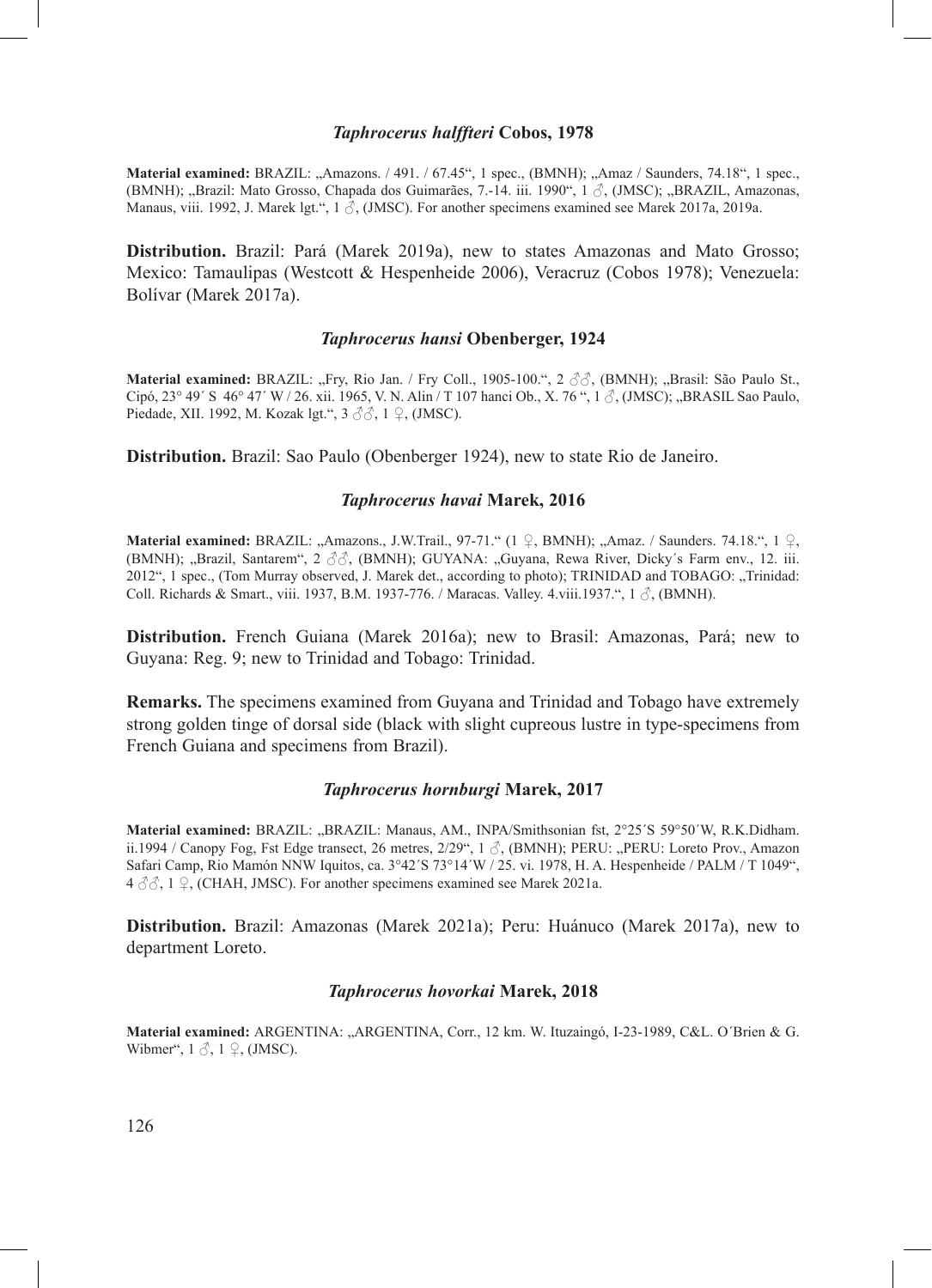### *Taphrocerus halffteri* Cobos, 1978

**Material examined:** BRAZIL: „Amazons. / 491. / 67.45", 1 spec., (BMNH); „Amaz / Saunders, 74.18", 1 spec., (BMNH); „Brazil: Mato Grosso, Chapada dos Guimarães, 7.-14. iii. 1990", 1 ♂, (JMSC); „BRAZIL, Amazonas, Manaus, viii. 1992, J. Marek lgt.", 1 ♂, (JMSC). For another specimens examined see Marek 2017a, 2019a.

**Distribution.** Brazil: Pará (Marek 2019a), new to states Amazonas and Mato Grosso; Mexico: Tamaulipas (Westcott & Hespenheide 2006), Veracruz (Cobos 1978); Venezuela: Bolívar (Marek 2017a).

### *Taphrocerus hansi* Obenberger, 1924

**Material examined:** BRAZIL: „Fry, Rio Jan. / Fry Coll., 1905-100.", 2 ♂♂, (BMNH); „Brasil: São Paulo St., Cipó, 23° 49´ S 46° 47´ W / 26. xii. 1965, V. N. Alin / T 107 hanci Ob., X. 76 ", 1 ♂, (JMSC); „BRASIL Sao Paulo, Piedade, XII. 1992, M. Kozak lgt.", 3 ♂♂, 1 ♀, (JMSC).

**Distribution.** Brazil: Sao Paulo (Obenberger 1924), new to state Rio de Janeiro.

### *Taphrocerus havai* Marek, 2016

**Material examined:** BRAZIL: „Amazons., J.W.Trail., 97-71." (1 ♀, BMNH); „Amaz. / Saunders. 74.18.", 1 ♀, (BMNH); „Brazil, Santarem", 2 ♂♂, (BMNH); GUYANA: „Guyana, Rewa River, Dicky´s Farm env., 12. iii. 2012", 1 spec., (Tom Murray observed, J. Marek det., according to photo); TRINIDAD and TOBAGO: „Trinidad: Coll. Richards & Smart., viii. 1937, B.M. 1937-776. / Maracas. Valley. 4.viii.1937.", 1 ♂, (BMNH).

**Distribution.** French Guiana (Marek 2016a); new to Brasil: Amazonas, Pará; new to Guyana: Reg. 9; new to Trinidad and Tobago: Trinidad.

**Remarks.** The specimens examined from Guyana and Trinidad and Tobago have extremely strong golden tinge of dorsal side (black with slight cupreous lustre in type-specimens from French Guiana and specimens from Brazil).

### *Taphrocerus hornburgi* Marek, 2017

**Material examined:** BRAZIL: „BRAZIL: Manaus, AM., INPA/Smithsonian fst, 2°25´S 59°50´W, R.K.Didham. ii.1994 / Canopy Fog, Fst Edge transect, 26 metres, 2/29", 1 ♂, (BMNH); PERU: „PERU: Loreto Prov., Amazon Safari Camp, Rio Mamón NNW Iquitos, ca. 3°42´S 73°14´W / 25. vi. 1978, H. A. Hespenheide / PALM / T 1049", 4 ♂♂, 1 ♀, (CHAH, JMSC). For another specimens examined see Marek 2021a.

**Distribution.** Brazil: Amazonas (Marek 2021a); Peru: Huánuco (Marek 2017a), new to department Loreto.

### *Taphrocerus hovorkai* Marek, 2018

**Material examined:** ARGENTINA: „ARGENTINA, Corr., 12 km. W. Ituzaingó, I-23-1989, C&L. O´Brien & G. Wibmer", 1 ♂, 1 ♀, (JMSC).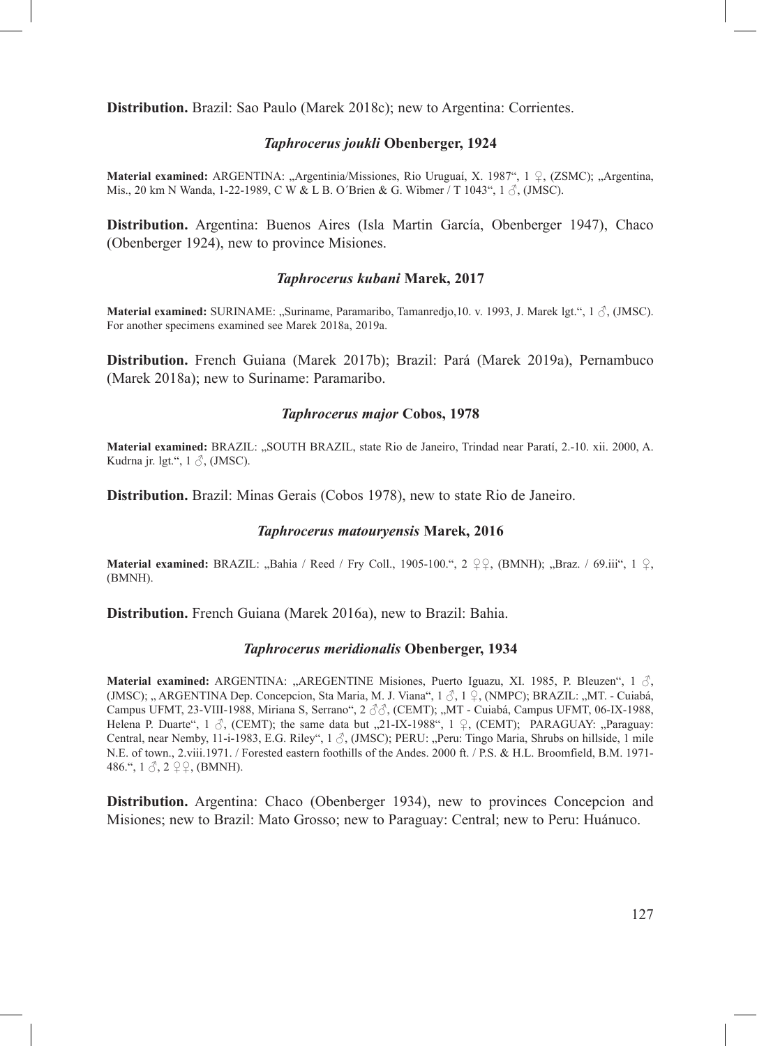**Distribution.** Brazil: Sao Paulo (Marek 2018c); new to Argentina: Corrientes.

### *Taphrocerus joukli* Obenberger, 1924

**Material examined:** ARGENTINA: „Argentinia/Missiones, Rio Uruguaí, X. 1987", 1 ♀, (ZSMC); „Argentina, Mis., 20 km N Wanda, 1-22-1989, C W & L B. O´Brien & G. Wibmer / T 1043", 1 ♂, (JMSC).

**Distribution.** Argentina: Buenos Aires (Isla Martin García, Obenberger 1947), Chaco (Obenberger 1924), new to province Misiones.

### *Taphrocerus kubani* Marek, 2017

**Material examined:** SURINAME: „Suriname, Paramaribo, Tamanredjo,10. v. 1993, J. Marek lgt.", 1 ♂, (JMSC). For another specimens examined see Marek 2018a, 2019a.

**Distribution.** French Guiana (Marek 2017b); Brazil: Pará (Marek 2019a), Pernambuco (Marek 2018a); new to Suriname: Paramaribo.

### *Taphrocerus major* Cobos, 1978

**Material examined:** BRAZIL: „SOUTH BRAZIL, state Rio de Janeiro, Trindad near Paratí, 2.-10. xii. 2000, A. Kudrna jr. lgt.", 1 ♂, (JMSC).

**Distribution.** Brazil: Minas Gerais (Cobos 1978), new to state Rio de Janeiro.

### *Taphrocerus matouryensis* Marek, 2016

**Material examined:** BRAZIL: „Bahia / Reed / Fry Coll., 1905-100.", 2 ♀♀, (BMNH); „Braz. / 69.iii", 1 ♀, (BMNH).

**Distribution.** French Guiana (Marek 2016a), new to Brazil: Bahia.

### *Taphrocerus meridionalis* Obenberger, 1934

**Material examined:** ARGENTINA: „AREGENTINE Misiones, Puerto Iguazu, XI. 1985, P. Bleuzen", 1 ♂, (JMSC); „ ARGENTINA Dep. Concepcion, Sta Maria, M. J. Viana", 1 ♂, 1 ♀, (NMPC); BRAZIL: „MT. - Cuiabá, Campus UFMT, 23-VIII-1988, Miriana S, Serrano", 2 ♂♂, (CEMT); „MT - Cuiabá, Campus UFMT, 06-IX-1988, Helena P. Duarte", 1 ♂, (CEMT); the same data but „21-IX-1988", 1 ♀, (CEMT); PARAGUAY: „Paraguay: Central, near Nemby, 11-i-1983, E.G. Riley", 1 ♂, (JMSC); PERU: „Peru: Tingo Maria, Shrubs on hillside, 1 mile N.E. of town., 2.viii.1971. / Forested eastern foothills of the Andes. 2000 ft. / P.S. & H.L. Broomfield, B.M. 1971-486.", 1 ♂, 2 ♀♀, (BMNH).

**Distribution.** Argentina: Chaco (Obenberger 1934), new to provinces Concepcion and Misiones; new to Brazil: Mato Grosso; new to Paraguay: Central; new to Peru: Huánuco.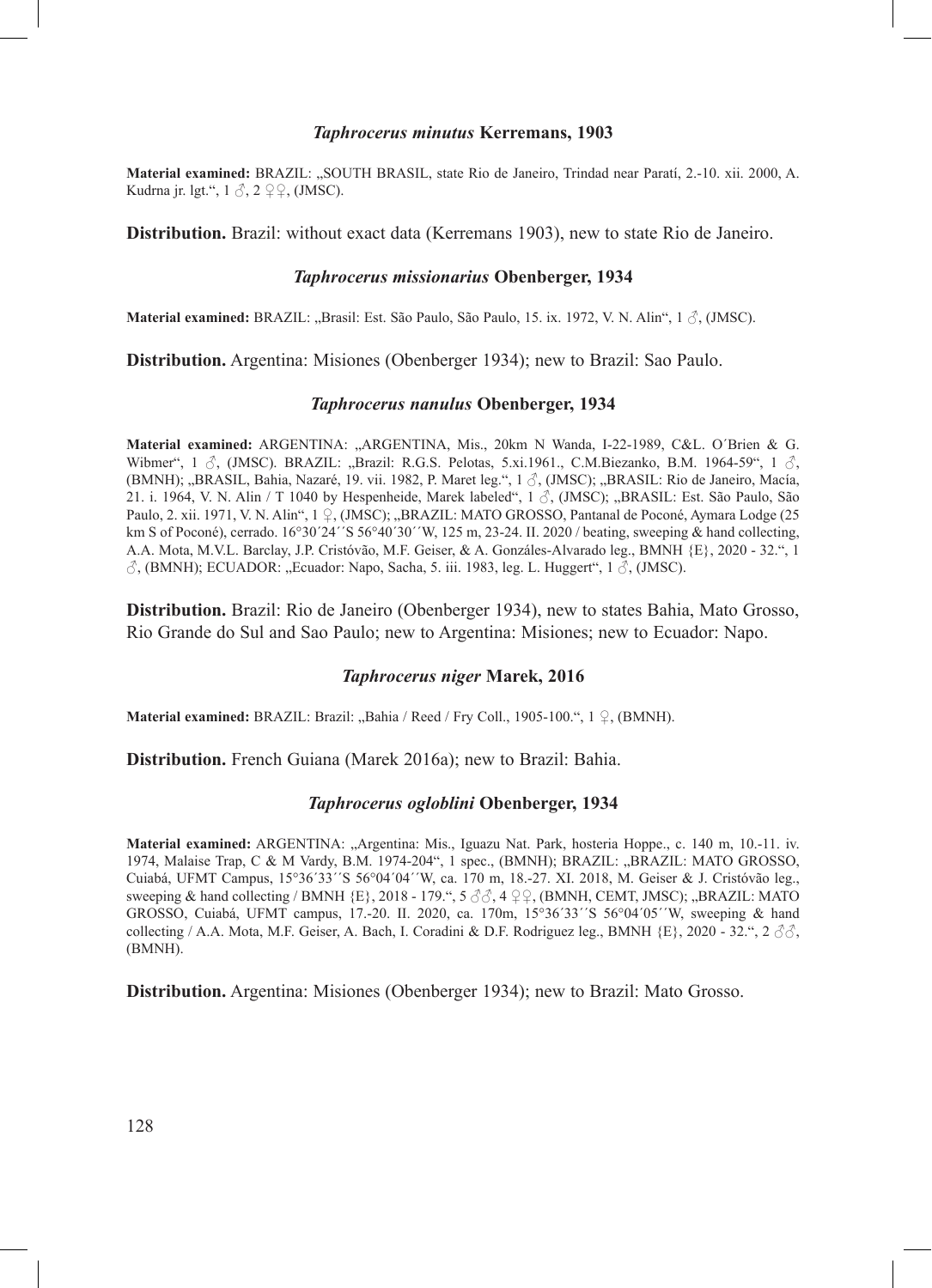### *Taphrocerus minutus* Kerremans, 1903

**Material examined:** BRAZIL: „SOUTH BRASIL, state Rio de Janeiro, Trindad near Paratí, 2.-10. xii. 2000, A. Kudrna jr. lgt.", 1 ♂, 2 ♀♀, (JMSC).

**Distribution.** Brazil: without exact data (Kerremans 1903), new to state Rio de Janeiro.

### *Taphrocerus missionarius* Obenberger, 1934

**Material examined:** BRAZIL: „Brasil: Est. São Paulo, São Paulo, 15. ix. 1972, V. N. Alin", 1 ♂, (JMSC).

**Distribution.** Argentina: Misiones (Obenberger 1934); new to Brazil: Sao Paulo.

### *Taphrocerus nanulus* Obenberger, 1934

**Material examined:** ARGENTINA: „ARGENTINA, Mis., 20km N Wanda, I-22-1989, C&L. O´Brien & G. Wibmer", 1 ♂, (JMSC). BRAZIL: „Brazil: R.G.S. Pelotas, 5.xi.1961., C.M.Biezanko, B.M. 1964-59", 1 ♂, (BMNH); „BRASIL, Bahia, Nazaré, 19. vii. 1982, P. Maret leg.", 1 ♂, (JMSC); „BRASIL: Rio de Janeiro, Macía, 21. i. 1964, V. N. Alin / T 1040 by Hespenheide, Marek labeled", 1 ♂, (JMSC); „BRASIL: Est. São Paulo, São Paulo, 2. xii. 1971, V. N. Alin", 1 ♀, (JMSC); „BRAZIL: MATO GROSSO, Pantanal de Poconé, Aymara Lodge (25 km S of Poconé), cerrado. 16°30´24´´S 56°40´30´´W, 125 m, 23-24. II. 2020 / beating, sweeping & hand collecting, A.A. Mota, M.V.L. Barclay, J.P. Cristóvão, M.F. Geiser, & A. Gonzáles-Alvarado leg., BMNH {E}, 2020 - 32.", 1 ♂, (BMNH); ECUADOR: „Ecuador: Napo, Sacha, 5. iii. 1983, leg. L. Huggert", 1 ♂, (JMSC).

**Distribution.** Brazil: Rio de Janeiro (Obenberger 1934), new to states Bahia, Mato Grosso, Rio Grande do Sul and Sao Paulo; new to Argentina: Misiones; new to Ecuador: Napo.

### *Taphrocerus niger* Marek, 2016

**Material examined:** BRAZIL: Brazil: „Bahia / Reed / Fry Coll., 1905-100.", 1 ♀, (BMNH).

**Distribution.** French Guiana (Marek 2016a); new to Brazil: Bahia.

### *Taphrocerus ogloblini* Obenberger, 1934

**Material examined:** ARGENTINA: „Argentina: Mis., Iguazu Nat. Park, hosteria Hoppe., c. 140 m, 10.-11. iv. 1974, Malaise Trap, C & M Vardy, B.M. 1974-204", 1 spec., (BMNH); BRAZIL: „BRAZIL: MATO GROSSO, Cuiabá, UFMT Campus, 15°36´33´´S 56°04´04´´W, ca. 170 m, 18.-27. XI. 2018, M. Geiser & J. Cristóvão leg., sweeping & hand collecting / BMNH {E}, 2018 - 179.", 5 ♂♂, 4 ♀♀, (BMNH, CEMT, JMSC); „BRAZIL: MATO GROSSO, Cuiabá, UFMT campus, 17.-20. II. 2020, ca. 170m, 15°36´33´´S 56°04´05´´W, sweeping & hand collecting / A.A. Mota, M.F. Geiser, A. Bach, I. Coradini & D.F. Rodriguez leg., BMNH {E}, 2020 - 32.", 2 ♂♂, (BMNH).

**Distribution.** Argentina: Misiones (Obenberger 1934); new to Brazil: Mato Grosso.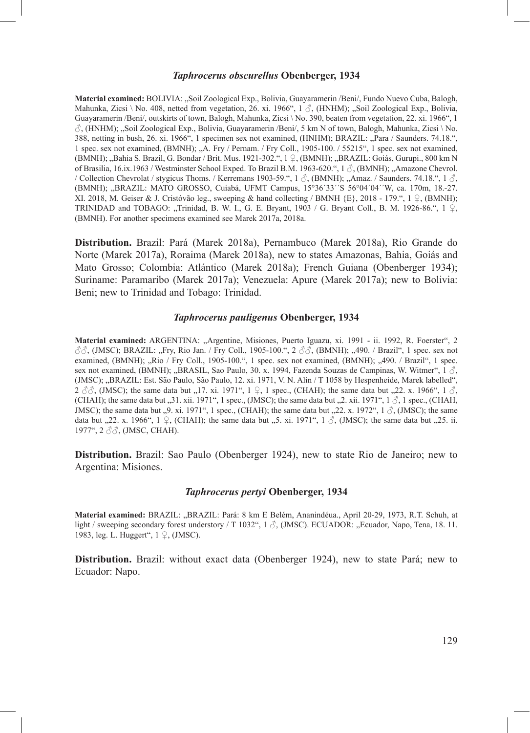### *Taphrocerus obscurellus* Obenberger, 1934

**Material examined:** BOLIVIA: „Soil Zoological Exp., Bolivia, Guayaramerin /Beni/, Fundo Nuevo Cuba, Balogh, Mahunka, Zicsi \ No. 408, netted from vegetation, 26. xi. 1966“, 1 ♂, (HNHM); „Soil Zoological Exp., Bolivia, Guayaramerin /Beni/, outskirts of town, Balogh, Mahunka, Zicsi \ No. 390, beaten from vegetation, 22. xi. 1966“, 1 ♂, (HNHM); „Soil Zoological Exp., Bolivia, Guayaramerin /Beni/, 5 km N of town, Balogh, Mahunka, Zicsi \ No. 388, netting in bush, 26. xi. 1966“, 1 specimen sex not examined, (HNHM); BRAZIL: „Para / Saunders. 74.18.“, 1 spec. sex not examined, (BMNH); „A. Fry / Pernam. / Fry Coll., 1905-100. / 55215“, 1 spec. sex not examined, (BMNH); „Bahia S. Brazil, G. Bondar / Brit. Mus. 1921-302.“, 1 ♀, (BMNH); „BRAZIL: Goiás, Gurupi., 800 km N of Brasilia, 16.ix.1963 / Westminster School Exped. To Brazil B.M. 1963-620.“, 1 ♂, (BMNH); „Amazone Chevrol. / Collection Chevrolat / stygicus Thoms. / Kerremans 1903-59.“, 1 ♂, (BMNH); „Amaz. / Saunders. 74.18.“, 1 ♂, (BMNH); „BRAZIL: MATO GROSSO, Cuiabá, UFMT Campus, 15°36´33´´S 56°04´04´´W, ca. 170m, 18.-27. XI. 2018, M. Geiser & J. Cristóvão leg., sweeping & hand collecting / BMNH {E}, 2018 - 179.“, 1 ♀, (BMNH); TRINIDAD and TOBAGO: „Trinidad, B. W. I., G. E. Bryant, 1903 / G. Bryant Coll., B. M. 1926-86.“, 1 ♀, (BMNH). For another specimens examined see Marek 2017a, 2018a.

**Distribution.** Brazil: Pará (Marek 2018a), Pernambuco (Marek 2018a), Rio Grande do Norte (Marek 2017a), Roraima (Marek 2018a), new to states Amazonas, Bahia, Goiás and Mato Grosso; Colombia: Atlántico (Marek 2018a); French Guiana (Obenberger 1934); Suriname: Paramaribo (Marek 2017a); Venezuela: Apure (Marek 2017a); new to Bolivia: Beni; new to Trinidad and Tobago: Trinidad.

### *Taphrocerus pauligenus* Obenberger, 1934

**Material examined:** ARGENTINA: „Argentine, Misiones, Puerto Iguazu, xi. 1991 - ii. 1992, R. Foerster“, 2 ♂♂, (JMSC); BRAZIL: „Fry, Rio Jan. / Fry Coll., 1905-100.“, 2 ♂♂, (BMNH); „490. / Brazil“, 1 spec. sex not examined, (BMNH); „Rio / Fry Coll., 1905-100.“, 1 spec. sex not examined, (BMNH); „490. / Brazil“, 1 spec. sex not examined, (BMNH); „BRASIL, Sao Paulo, 30. x. 1994, Fazenda Souzas de Campinas, W. Witmer“, 1 ♂, (JMSC); „BRAZIL: Est. São Paulo, São Paulo, 12. xi. 1971, V. N. Alin / T 1058 by Hespenheide, Marek labelled“, 2 ♂♂, (JMSC); the same data but „17. xi. 1971“, 1 ♀, 1 spec., (CHAH); the same data but „22. x. 1966“, 1 ♂, (CHAH); the same data but „31. xii. 1971“, 1 spec., (JMSC); the same data but „2. xii. 1971“, 1 ♂, 1 spec., (CHAH, JMSC); the same data but „9. xi. 1971“, 1 spec., (CHAH); the same data but „22. x. 1972“, 1 ♂, (JMSC); the same data but „22. x. 1966“, 1 ♀, (CHAH); the same data but „5. xi. 1971“, 1 ♂, (JMSC); the same data but „25. ii. 1977“, 2 ♂♂, (JMSC, CHAH).

**Distribution.** Brazil: Sao Paulo (Obenberger 1924), new to state Rio de Janeiro; new to Argentina: Misiones.

### *Taphrocerus pertyi* Obenberger, 1934

**Material examined:** BRAZIL: „BRAZIL: Pará: 8 km E Belém, Ananindéua., April 20-29, 1973, R.T. Schuh, at light / sweeping secondary forest understory / T 1032“, 1 ♂, (JMSC). ECUADOR: „Ecuador, Napo, Tena, 18. 11. 1983, leg. L. Huggert“, 1 ♀, (JMSC).

**Distribution.** Brazil: without exact data (Obenberger 1924), new to state Pará; new to Ecuador: Napo.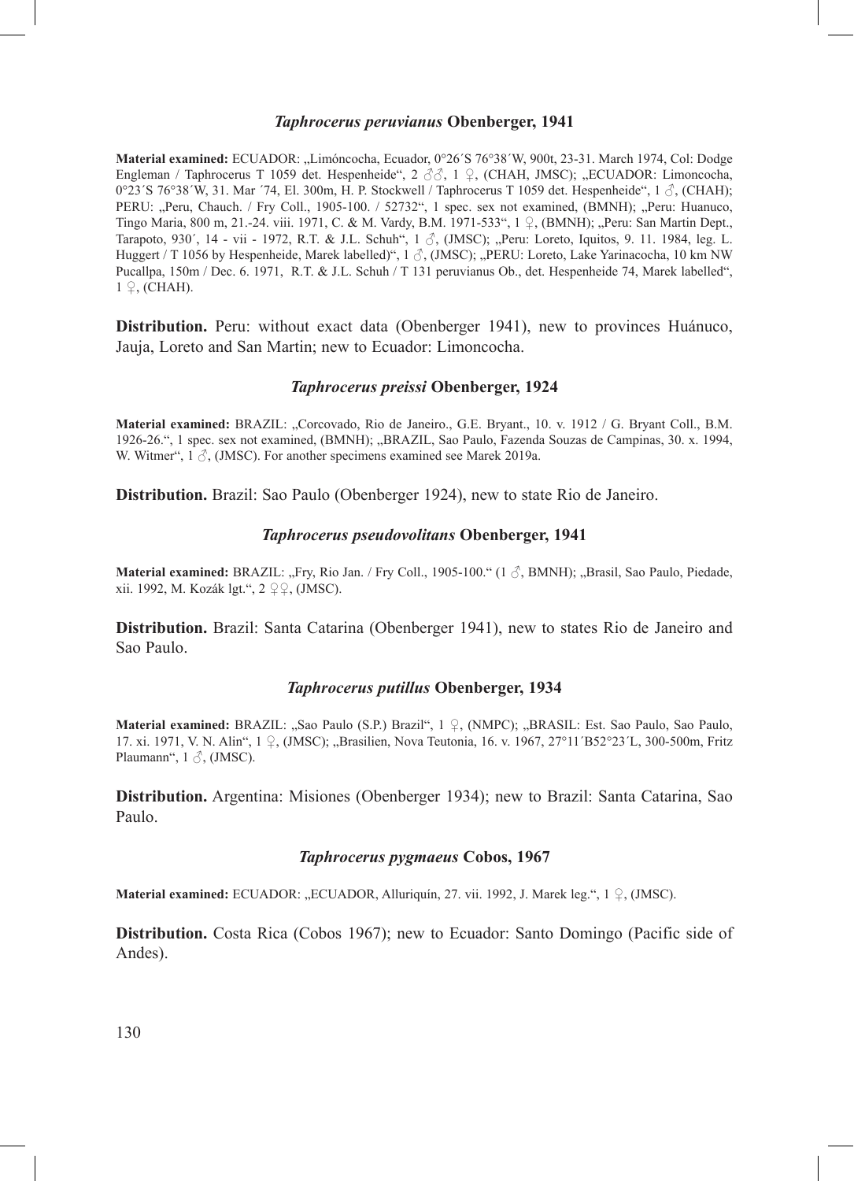### *Taphrocerus peruvianus* Obenberger, 1941

**Material examined:** ECUADOR: „Limóncocha, Ecuador, 0°26´S 76°38´W, 900t, 23-31. March 1974, Col: Dodge Engleman / Taphrocerus T 1059 det. Hespenheide", 2 ♂♂, 1 ♀, (CHAH, JMSC); „ECUADOR: Limoncocha, 0°23´S 76°38´W, 31. Mar ´74, El. 300m, H. P. Stockwell / Taphrocerus T 1059 det. Hespenheide", 1 ♂, (CHAH); PERU: „Peru, Chauch. / Fry Coll., 1905-100. / 52732", 1 spec. sex not examined, (BMNH); „Peru: Huanuco, Tingo Maria, 800 m, 21.-24. viii. 1971, C. & M. Vardy, B.M. 1971-533", 1 ♀, (BMNH); „Peru: San Martin Dept., Tarapoto, 930´, 14 - vii - 1972, R.T. & J.L. Schuh", 1 ♂, (JMSC); „Peru: Loreto, Iquitos, 9. 11. 1984, leg. L. Huggert / T 1056 by Hespenheide, Marek labelled)", 1 ♂, (JMSC); „PERU: Loreto, Lake Yarinacocha, 10 km NW Pucallpa, 150m / Dec. 6. 1971, R.T. & J.L. Schuh / T 131 peruvianus Ob., det. Hespenheide 74, Marek labelled", 1 ♀, (CHAH).

**Distribution.** Peru: without exact data (Obenberger 1941), new to provinces Huánuco, Jauja, Loreto and San Martin; new to Ecuador: Limoncocha.

### *Taphrocerus preissi* Obenberger, 1924

**Material examined:** BRAZIL: „Corcovado, Rio de Janeiro., G.E. Bryant., 10. v. 1912 / G. Bryant Coll., B.M. 1926-26.", 1 spec. sex not examined, (BMNH); „BRAZIL, Sao Paulo, Fazenda Souzas de Campinas, 30. x. 1994, W. Witmer", 1 ♂, (JMSC). For another specimens examined see Marek 2019a.

**Distribution.** Brazil: Sao Paulo (Obenberger 1924), new to state Rio de Janeiro.

### *Taphrocerus pseudovolitans* Obenberger, 1941

**Material examined:** BRAZIL: „Fry, Rio Jan. / Fry Coll., 1905-100." (1 ♂, BMNH); „Brasil, Sao Paulo, Piedade, xii. 1992, M. Kozák lgt.", 2 ♀♀, (JMSC).

**Distribution.** Brazil: Santa Catarina (Obenberger 1941), new to states Rio de Janeiro and Sao Paulo.

### *Taphrocerus putillus* Obenberger, 1934

**Material examined:** BRAZIL: „Sao Paulo (S.P.) Brazil", 1 ♀, (NMPC); „BRASIL: Est. Sao Paulo, Sao Paulo, 17. xi. 1971, V. N. Alin", 1 ♀, (JMSC); „Brasilien, Nova Teutonia, 16. v. 1967, 27°11´B52°23´L, 300-500m, Fritz Plaumann", 1 ♂, (JMSC).

**Distribution.** Argentina: Misiones (Obenberger 1934); new to Brazil: Santa Catarina, Sao Paulo.

### *Taphrocerus pygmaeus* Cobos, 1967

**Material examined:** ECUADOR: „ECUADOR, Alluriquín, 27. vii. 1992, J. Marek leg.", 1 ♀, (JMSC).

**Distribution.** Costa Rica (Cobos 1967); new to Ecuador: Santo Domingo (Pacific side of Andes).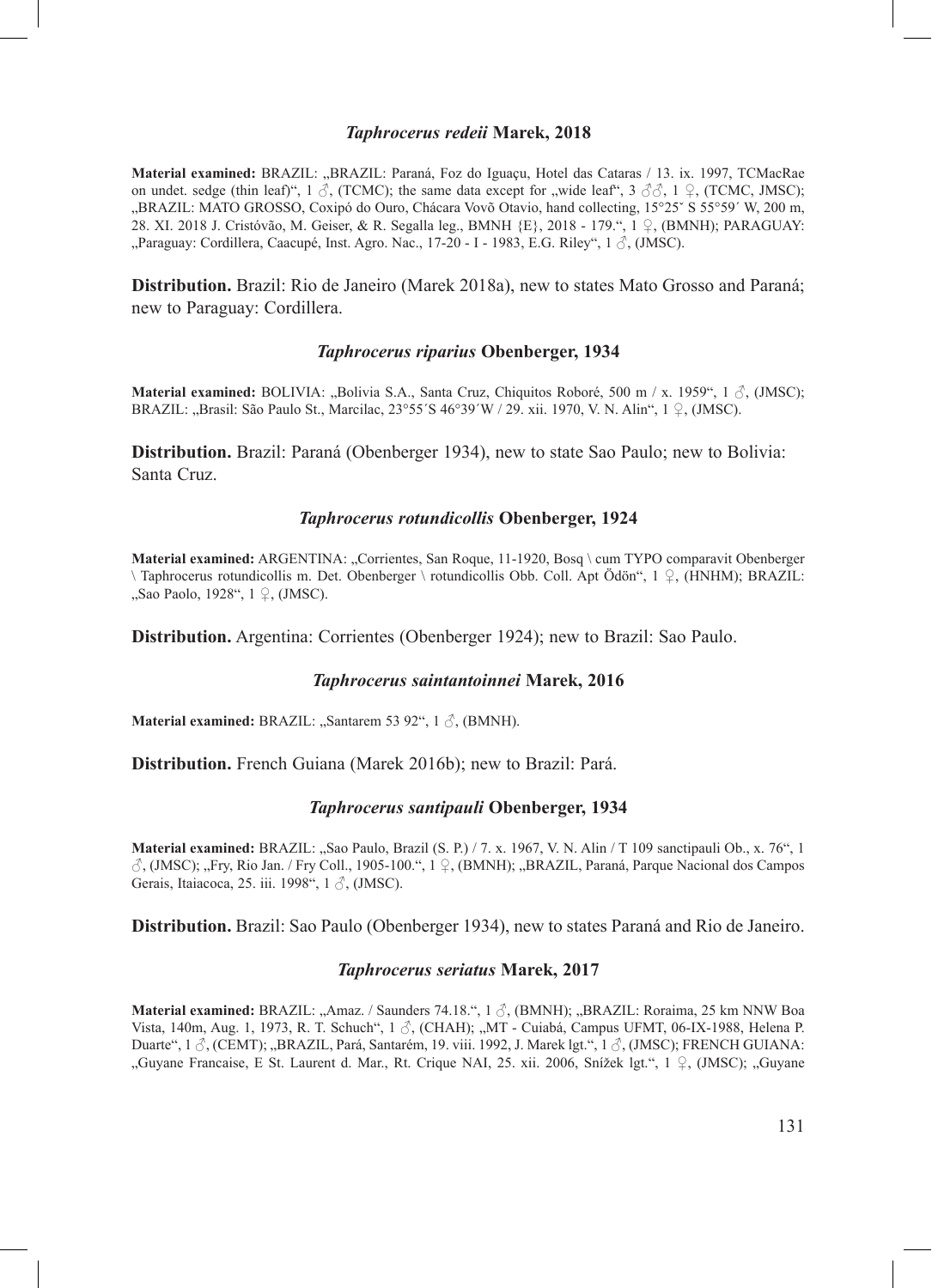### *Taphrocerus redeii* Marek, 2018

**Material examined:** BRAZIL: „BRAZIL: Paraná, Foz do Iguaçu, Hotel das Cataras / 13. ix. 1997, TCMacRae on undet. sedge (thin leaf)", 1 ♂, (TCMC); the same data except for „wide leaf", 3 ♂♂, 1 ♀, (TCMC, JMSC); „BRAZIL: MATO GROSSO, Coxipó do Ouro, Chácara Vovõ Otavio, hand collecting, 15°25ˇ S 55°59´ W, 200 m, 28. XI. 2018 J. Cristóvão, M. Geiser, & R. Segalla leg., BMNH {E}, 2018 - 179.", 1 ♀, (BMNH); PARAGUAY: „Paraguay: Cordillera, Caacupé, Inst. Agro. Nac., 17-20 - I - 1983, E.G. Riley", 1 ♂, (JMSC).

**Distribution.** Brazil: Rio de Janeiro (Marek 2018a), new to states Mato Grosso and Paraná; new to Paraguay: Cordillera.

### *Taphrocerus riparius* Obenberger, 1934

**Material examined:** BOLIVIA: „Bolivia S.A., Santa Cruz, Chiquitos Roboré, 500 m / x. 1959", 1 ♂, (JMSC); BRAZIL: „Brasil: São Paulo St., Marcilac, 23°55´S 46°39´W / 29. xii. 1970, V. N. Alin", 1 ♀, (JMSC).

**Distribution.** Brazil: Paraná (Obenberger 1934), new to state Sao Paulo; new to Bolivia: Santa Cruz.

### *Taphrocerus rotundicollis* Obenberger, 1924

**Material examined:** ARGENTINA: „Corrientes, San Roque, 11-1920, Bosq \ cum TYPO comparavit Obenberger \ Taphrocerus rotundicollis m. Det. Obenberger \ rotundicollis Obb. Coll. Apt Ödön", 1 ♀, (HNHM); BRAZIL: „Sao Paolo, 1928", 1 ♀, (JMSC).

**Distribution.** Argentina: Corrientes (Obenberger 1924); new to Brazil: Sao Paulo.

### *Taphrocerus saintantoinnei* Marek, 2016

**Material examined:** BRAZIL: „Santarem 53 92", 1 ♂, (BMNH).

**Distribution.** French Guiana (Marek 2016b); new to Brazil: Pará.

### *Taphrocerus santipauli* Obenberger, 1934

**Material examined:** BRAZIL: „Sao Paulo, Brazil (S. P.) / 7. x. 1967, V. N. Alin / T 109 sanctipauli Ob., x. 76", 1 ♂, (JMSC); „Fry, Rio Jan. / Fry Coll., 1905-100.", 1 ♀, (BMNH); „BRAZIL, Paraná, Parque Nacional dos Campos Gerais, Itaiacoca, 25. iii. 1998", 1 ♂, (JMSC).

**Distribution.** Brazil: Sao Paulo (Obenberger 1934), new to states Paraná and Rio de Janeiro.

### *Taphrocerus seriatus* Marek, 2017

**Material examined:** BRAZIL: „Amaz. / Saunders 74.18.", 1 ♂, (BMNH); „BRAZIL: Roraima, 25 km NNW Boa Vista, 140m, Aug. 1, 1973, R. T. Schuch", 1 ♂, (CHAH); „MT - Cuiabá, Campus UFMT, 06-IX-1988, Helena P. Duarte", 1 ♂, (CEMT); „BRAZIL, Pará, Santarém, 19. viii. 1992, J. Marek lgt.", 1 ♂, (JMSC); FRENCH GUIANA: „Guyane Francaise, E St. Laurent d. Mar., Rt. Crique NAI, 25. xii. 2006, Snížek lgt.", 1 ♀, (JMSC); „Guyane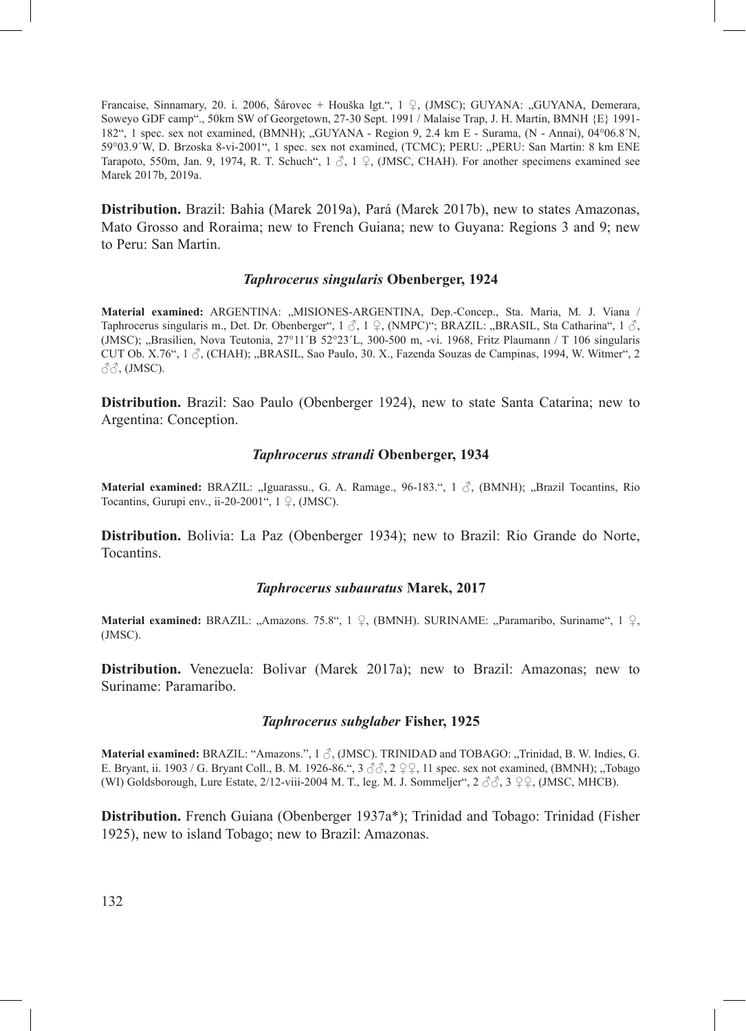Francaise, Sinnamary, 20. i. 2006, Šárovec + Houška lgt.", 1 ♀, (JMSC); GUYANA: „GUYANA, Demerara, Soweyo GDF camp"., 50km SW of Georgetown, 27-30 Sept. 1991 / Malaise Trap, J. H. Martin, BMNH {E} 1991-182", 1 spec. sex not examined, (BMNH); „GUYANA - Region 9, 2.4 km E - Surama, (N - Annai), 04°06.8´N, 59°03.9´W, D. Brzoska 8-vi-2001", 1 spec. sex not examined, (TCMC); PERU: „PERU: San Martin: 8 km ENE Tarapoto, 550m, Jan. 9, 1974, R. T. Schuch", 1 ♂, 1 ♀, (JMSC, CHAH). For another specimens examined see Marek 2017b, 2019a.

**Distribution.** Brazil: Bahia (Marek 2019a), Pará (Marek 2017b), new to states Amazonas, Mato Grosso and Roraima; new to French Guiana; new to Guyana: Regions 3 and 9; new to Peru: San Martin.

### *Taphrocerus singularis* Obenberger, 1924

**Material examined:** ARGENTINA: „MISIONES-ARGENTINA, Dep.-Concep., Sta. Maria, M. J. Viana / Taphrocerus singularis m., Det. Dr. Obenberger", 1 ♂, 1 ♀, (NMPC)"; BRAZIL: „BRASIL, Sta Catharina", 1 ♂, (JMSC); „Brasilien, Nova Teutonia, 27°11´B 52°23´L, 300-500 m, -vi. 1968, Fritz Plaumann / T 106 singularis CUT Ob. X.76", 1 ♂, (CHAH); „BRASIL, Sao Paulo, 30. X., Fazenda Souzas de Campinas, 1994, W. Witmer", 2 ♂♂, (JMSC).

**Distribution.** Brazil: Sao Paulo (Obenberger 1924), new to state Santa Catarina; new to Argentina: Conception.

### *Taphrocerus strandi* Obenberger, 1934

**Material examined:** BRAZIL: „Iguarassu., G. A. Ramage., 96-183.", 1 ♂, (BMNH); „Brazil Tocantins, Rio Tocantins, Gurupi env., ii-20-2001", 1 ♀, (JMSC).

**Distribution.** Bolivia: La Paz (Obenberger 1934); new to Brazil: Rio Grande do Norte, Tocantins.

### *Taphrocerus subauratus* Marek, 2017

**Material examined:** BRAZIL: „Amazons. 75.8", 1 ♀, (BMNH). SURINAME: „Paramaribo, Suriname", 1 ♀, (JMSC).

**Distribution.** Venezuela: Bolivar (Marek 2017a); new to Brazil: Amazonas; new to Suriname: Paramaribo.

### *Taphrocerus subglaber* Fisher, 1925

**Material examined:** BRAZIL: "Amazons.", 1 ♂, (JMSC). TRINIDAD and TOBAGO: „Trinidad, B. W. Indies, G. E. Bryant, ii. 1903 / G. Bryant Coll., B. M. 1926-86.", 3 ♂♂, 2 ♀♀, 11 spec. sex not examined, (BMNH); „Tobago (WI) Goldsborough, Lure Estate, 2/12-viii-2004 M. T., leg. M. J. Sommeljer", 2 ♂♂, 3 ♀♀, (JMSC, MHCB).

**Distribution.** French Guiana (Obenberger 1937a*); Trinidad and Tobago: Trinidad (Fisher 1925), new to island Tobago; new to Brazil: Amazonas.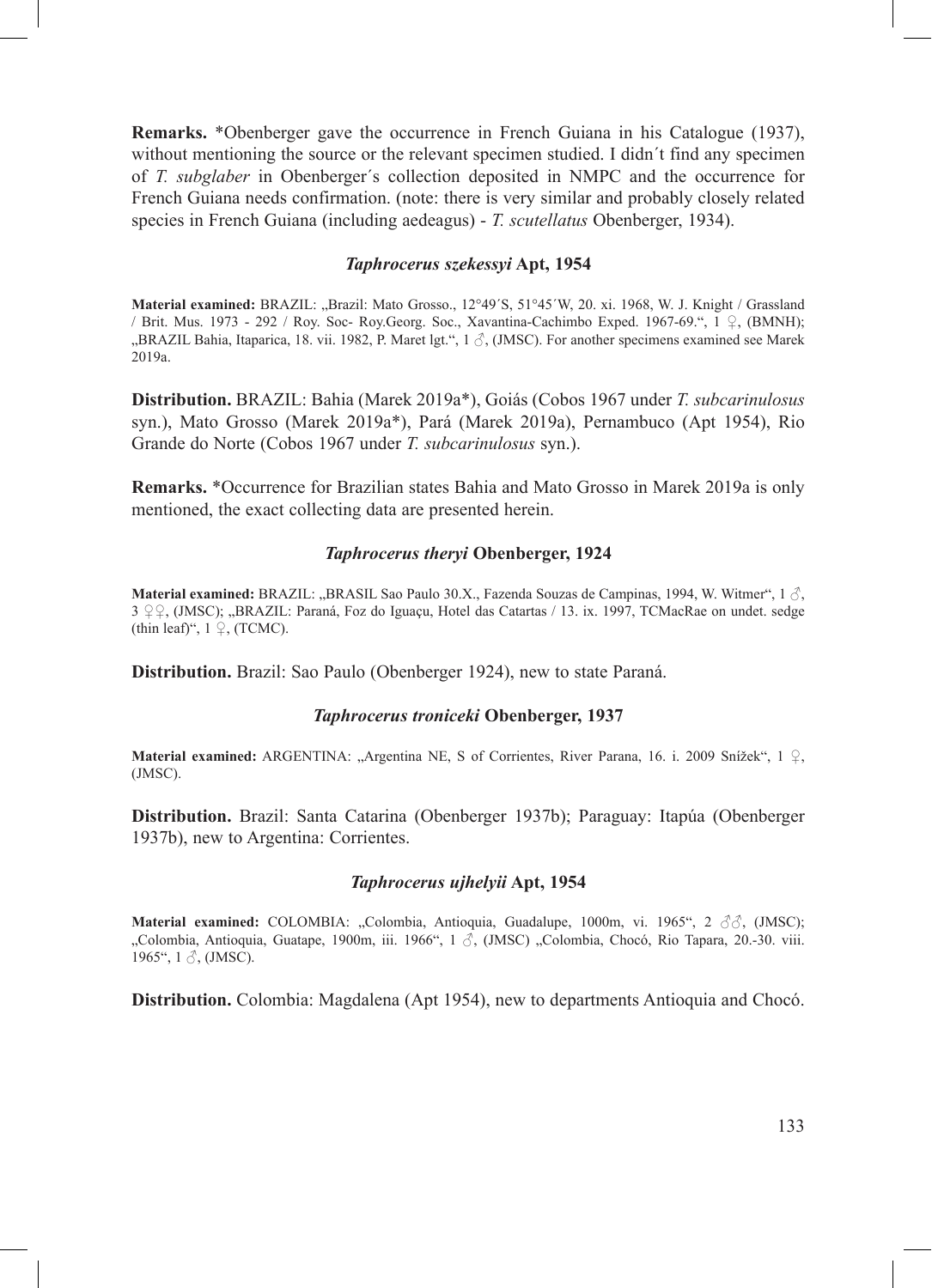**Remarks.** *Obenberger gave the occurrence in French Guiana in his Catalogue (1937), without mentioning the source or the relevant specimen studied. I didn´t find any specimen of *T. subglaber* in Obenberger´s collection deposited in NMPC and the occurrence for French Guiana needs confirmation. (note: there is very similar and probably closely related species in French Guiana (including aedeagus) - *T. scutellatus* Obenberger, 1934).

### *Taphrocerus szekessyi* Apt, 1954

**Material examined:** BRAZIL: „Brazil: Mato Grosso., 12°49´S, 51°45´W, 20. xi. 1968, W. J. Knight / Grassland / Brit. Mus. 1973 - 292 / Roy. Soc- Roy.Georg. Soc., Xavantina-Cachimbo Exped. 1967-69.“, 1 ♀, (BMNH); „BRAZIL Bahia, Itaparica, 18. vii. 1982, P. Maret lgt.“, 1 ♂, (JMSC). For another specimens examined see Marek 2019a.

**Distribution.** BRAZIL: Bahia (Marek 2019a*), Goiás (Cobos 1967 under *T. subcarinulosus* syn.), Mato Grosso (Marek 2019a*), Pará (Marek 2019a), Pernambuco (Apt 1954), Rio Grande do Norte (Cobos 1967 under *T. subcarinulosus* syn.).

**Remarks.** *Occurrence for Brazilian states Bahia and Mato Grosso in Marek 2019a is only mentioned, the exact collecting data are presented herein.

### *Taphrocerus theryi* Obenberger, 1924

**Material examined:** BRAZIL: „BRASIL Sao Paulo 30.X., Fazenda Souzas de Campinas, 1994, W. Witmer“, 1 ♂, 3 ♀♀, (JMSC); „BRAZIL: Paraná, Foz do Iguaçu, Hotel das Catartas / 13. ix. 1997, TCMacRae on undet. sedge (thin leaf)“, 1 ♀, (TCMC).

**Distribution.** Brazil: Sao Paulo (Obenberger 1924), new to state Paraná.

### *Taphrocerus troniceki* Obenberger, 1937

**Material examined:** ARGENTINA: „Argentina NE, S of Corrientes, River Parana, 16. i. 2009 Snížek“, 1 ♀, (JMSC).

**Distribution.** Brazil: Santa Catarina (Obenberger 1937b); Paraguay: Itapúa (Obenberger 1937b), new to Argentina: Corrientes.

### *Taphrocerus ujhelyii* Apt, 1954

**Material examined:** COLOMBIA: „Colombia, Antioquia, Guadalupe, 1000m, vi. 1965“, 2 ♂♂, (JMSC); „Colombia, Antioquia, Guatape, 1900m, iii. 1966“, 1 ♂, (JMSC) „Colombia, Chocó, Rio Tapara, 20.-30. viii. 1965“, 1 ♂, (JMSC).

**Distribution.** Colombia: Magdalena (Apt 1954), new to departments Antioquia and Chocó.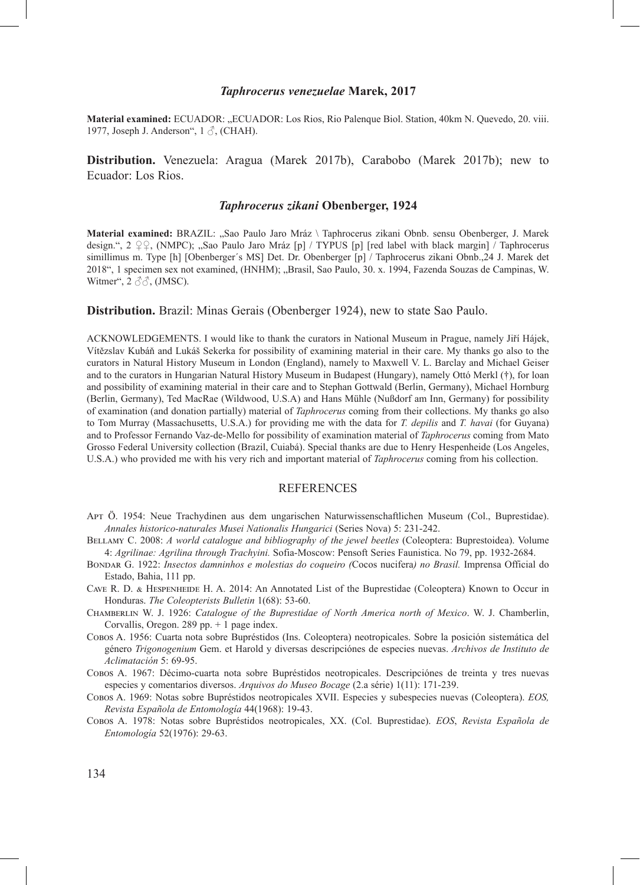### *Taphrocerus venezuelae* Marek, 2017

**Material examined:** ECUADOR: „ECUADOR: Los Rios, Rio Palenque Biol. Station, 40km N. Quevedo, 20. viii. 1977, Joseph J. Anderson“, 1 ♂, (CHAH).

**Distribution.** Venezuela: Aragua (Marek 2017b), Carabobo (Marek 2017b); new to Ecuador: Los Rios.

### *Taphrocerus zikani* Obenberger, 1924

**Material examined:** BRAZIL: „Sao Paulo Jaro Mráz \ Taphrocerus zikani Obnb. sensu Obenberger, J. Marek design.“, 2 ♀♀, (NMPC); „Sao Paulo Jaro Mráz [p] / TYPUS [p] [red label with black margin] / Taphrocerus simillimus m. Type [h] [Obenberger´s MS] Det. Dr. Obenberger [p] / Taphrocerus zikani Obnb.,24 J. Marek det 2018“, 1 specimen sex not examined, (HNHM); „Brasil, Sao Paulo, 30. x. 1994, Fazenda Souzas de Campinas, W. Witmer“, 2 ♂♂, (JMSC).

**Distribution.** Brazil: Minas Gerais (Obenberger 1924), new to state Sao Paulo.

ACKNOWLEDGEMENTS. I would like to thank the curators in National Museum in Prague, namely Jiří Hájek, Vítězslav Kubáň and Lukáš Sekerka for possibility of examining material in their care. My thanks go also to the curators in Natural History Museum in London (England), namely to Maxwell V. L. Barclay and Michael Geiser and to the curators in Hungarian Natural History Museum in Budapest (Hungary), namely Ottó Merkl (†), for loan and possibility of examining material in their care and to Stephan Gottwald (Berlin, Germany), Michael Hornburg (Berlin, Germany), Ted MacRae (Wildwood, U.S.A) and Hans Mühle (Nußdorf am Inn, Germany) for possibility of examination (and donation partially) material of *Taphrocerus* coming from their collections. My thanks go also to Tom Murray (Massachusetts, U.S.A.) for providing me with the data for *T. depilis* and *T. havai* (for Guyana) and to Professor Fernando Vaz-de-Mello for possibility of examination material of *Taphrocerus* coming from Mato Grosso Federal University collection (Brazil, Cuiabá). Special thanks are due to Henry Hespenheide (Los Angeles, U.S.A.) who provided me with his very rich and important material of *Taphrocerus* coming from his collection.

## REFERENCES

Apt Ö. 1954: Neue Trachydinen aus dem ungarischen Naturwissenschaftlichen Museum (Col., Buprestidae). *Annales historico-naturales Musei Nationalis Hungarici* (Series Nova) 5: 231-242.

Bellamy C. 2008: *A world catalogue and bibliography of the jewel beetles* (Coleoptera: Buprestoidea). Volume 4: *Agrilinae: Agrilina through Trachyini.* Sofia-Moscow: Pensoft Series Faunistica. No 79, pp. 1932-2684.

Bondar G. 1922: *Insectos damninhos e molestias do coqueiro (*Cocos nucifera*) no Brasil.* Imprensa Official do Estado, Bahia, 111 pp.

Cave R. D. & Hespenheide H. A. 2014: An Annotated List of the Buprestidae (Coleoptera) Known to Occur in Honduras. *The Coleopterists Bulletin* 1(68): 53-60.

Chamberlin W. J. 1926: *Catalogue of the Buprestidae of North America north of Mexico*. W. J. Chamberlin, Corvallis, Oregon. 289 pp. + 1 page index.

Cobos A. 1956: Cuarta nota sobre Bupréstidos (Ins. Coleoptera) neotropicales. Sobre la posición sistemática del género *Trigonogenium* Gem. et Harold y diversas descripciónes de especies nuevas. *Archivos de Instituto de Aclimatación* 5: 69-95.

Cobos A. 1967: Décimo-cuarta nota sobre Bupréstidos neotropicales. Descripciónes de treinta y tres nuevas especies y comentarios diversos. *Arquivos do Museo Bocage* (2.a série) 1(11): 171-239.

Cobos A. 1969: Notas sobre Bupréstidos neotropicales XVII. Especies y subespecies nuevas (Coleoptera). *EOS, Revista Española de Entomología* 44(1968): 19-43.

Cobos A. 1978: Notas sobre Bupréstidos neotropicales, XX. (Col. Buprestidae). *EOS*, *Revista Española de Entomología* 52(1976): 29-63.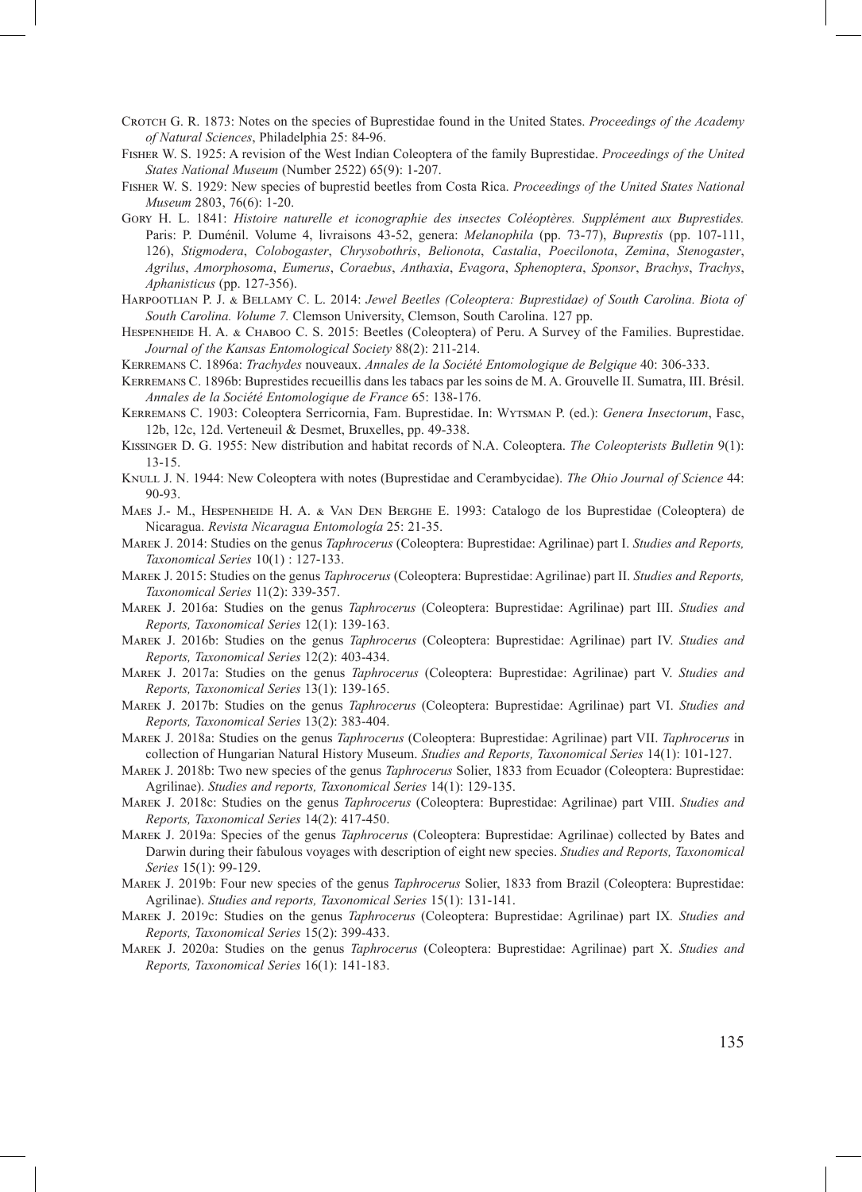Crotch G. R. 1873: Notes on the species of Buprestidae found in the United States. *Proceedings of the Academy of Natural Sciences*, Philadelphia 25: 84-96.

Fisher W. S. 1925: A revision of the West Indian Coleoptera of the family Buprestidae. *Proceedings of the United States National Museum* (Number 2522) 65(9): 1-207.

Fisher W. S. 1929: New species of buprestid beetles from Costa Rica. *Proceedings of the United States National Museum* 2803, 76(6): 1-20.

Gory H. L. 1841: *Histoire naturelle et iconographie des insectes Coléoptères. Supplément aux Buprestides.* Paris: P. Duménil. Volume 4, livraisons 43-52, genera: *Melanophila* (pp. 73-77), *Buprestis* (pp. 107-111, 126), *Stigmodera*, *Colobogaster*, *Chrysobothris*, *Belionota*, *Castalia*, *Poecilonota*, *Zemina*, *Stenogaster*, *Agrilus*, *Amorphosoma*, *Eumerus*, *Coraebus*, *Anthaxia*, *Evagora*, *Sphenoptera*, *Sponsor*, *Brachys*, *Trachys*, *Aphanisticus* (pp. 127-356).

Harpootlian P. J. & Bellamy C. L. 2014: *Jewel Beetles (Coleoptera: Buprestidae) of South Carolina. Biota of South Carolina. Volume 7.* Clemson University, Clemson, South Carolina. 127 pp.

Hespenheide H. A. & Chaboo C. S. 2015: Beetles (Coleoptera) of Peru. A Survey of the Families. Buprestidae. *Journal of the Kansas Entomological Society* 88(2): 211-214.

Kerremans C. 1896a: *Trachydes* nouveaux. *Annales de la Société Entomologique de Belgique* 40: 306-333.

Kerremans C. 1896b: Buprestides recueillis dans les tabacs par les soins de M. A. Grouvelle II. Sumatra, III. Brésil. *Annales de la Société Entomologique de France* 65: 138-176.

Kerremans C. 1903: Coleoptera Serricornia, Fam. Buprestidae. In: Wytsman P. (ed.): *Genera Insectorum*, Fasc, 12b, 12c, 12d. Verteneuil & Desmet, Bruxelles, pp. 49-338.

Kissinger D. G. 1955: New distribution and habitat records of N.A. Coleoptera. *The Coleopterists Bulletin* 9(1): 13-15.

Knull J. N. 1944: New Coleoptera with notes (Buprestidae and Cerambycidae). *The Ohio Journal of Science* 44: 90-93.

Maes J.- M., Hespenheide H. A. & Van Den Berghe E. 1993: Catalogo de los Buprestidae (Coleoptera) de Nicaragua. *Revista Nicaragua Entomología* 25: 21-35.

Marek J. 2014: Studies on the genus *Taphrocerus* (Coleoptera: Buprestidae: Agrilinae) part I. *Studies and Reports, Taxonomical Series* 10(1) : 127-133.

Marek J. 2015: Studies on the genus *Taphrocerus* (Coleoptera: Buprestidae: Agrilinae) part II. *Studies and Reports, Taxonomical Series* 11(2): 339-357.

Marek J. 2016a: Studies on the genus *Taphrocerus* (Coleoptera: Buprestidae: Agrilinae) part III. *Studies and Reports, Taxonomical Series* 12(1): 139-163.

Marek J. 2016b: Studies on the genus *Taphrocerus* (Coleoptera: Buprestidae: Agrilinae) part IV. *Studies and Reports, Taxonomical Series* 12(2): 403-434.

Marek J. 2017a: Studies on the genus *Taphrocerus* (Coleoptera: Buprestidae: Agrilinae) part V. *Studies and Reports, Taxonomical Series* 13(1): 139-165.

Marek J. 2017b: Studies on the genus *Taphrocerus* (Coleoptera: Buprestidae: Agrilinae) part VI. *Studies and Reports, Taxonomical Series* 13(2): 383-404.

Marek J. 2018a: Studies on the genus *Taphrocerus* (Coleoptera: Buprestidae: Agrilinae) part VII. *Taphrocerus* in collection of Hungarian Natural History Museum. *Studies and Reports, Taxonomical Series* 14(1): 101-127.

Marek J. 2018b: Two new species of the genus *Taphrocerus* Solier, 1833 from Ecuador (Coleoptera: Buprestidae: Agrilinae). *Studies and reports, Taxonomical Series* 14(1): 129-135.

Marek J. 2018c: Studies on the genus *Taphrocerus* (Coleoptera: Buprestidae: Agrilinae) part VIII. *Studies and Reports, Taxonomical Series* 14(2): 417-450.

Marek J. 2019a: Species of the genus *Taphrocerus* (Coleoptera: Buprestidae: Agrilinae) collected by Bates and Darwin during their fabulous voyages with description of eight new species. *Studies and Reports, Taxonomical Series* 15(1): 99-129.

Marek J. 2019b: Four new species of the genus *Taphrocerus* Solier, 1833 from Brazil (Coleoptera: Buprestidae: Agrilinae). *Studies and reports, Taxonomical Series* 15(1): 131-141.

Marek J. 2019c: Studies on the genus *Taphrocerus* (Coleoptera: Buprestidae: Agrilinae) part IX. *Studies and Reports, Taxonomical Series* 15(2): 399-433.

Marek J. 2020a: Studies on the genus *Taphrocerus* (Coleoptera: Buprestidae: Agrilinae) part X. *Studies and Reports, Taxonomical Series* 16(1): 141-183.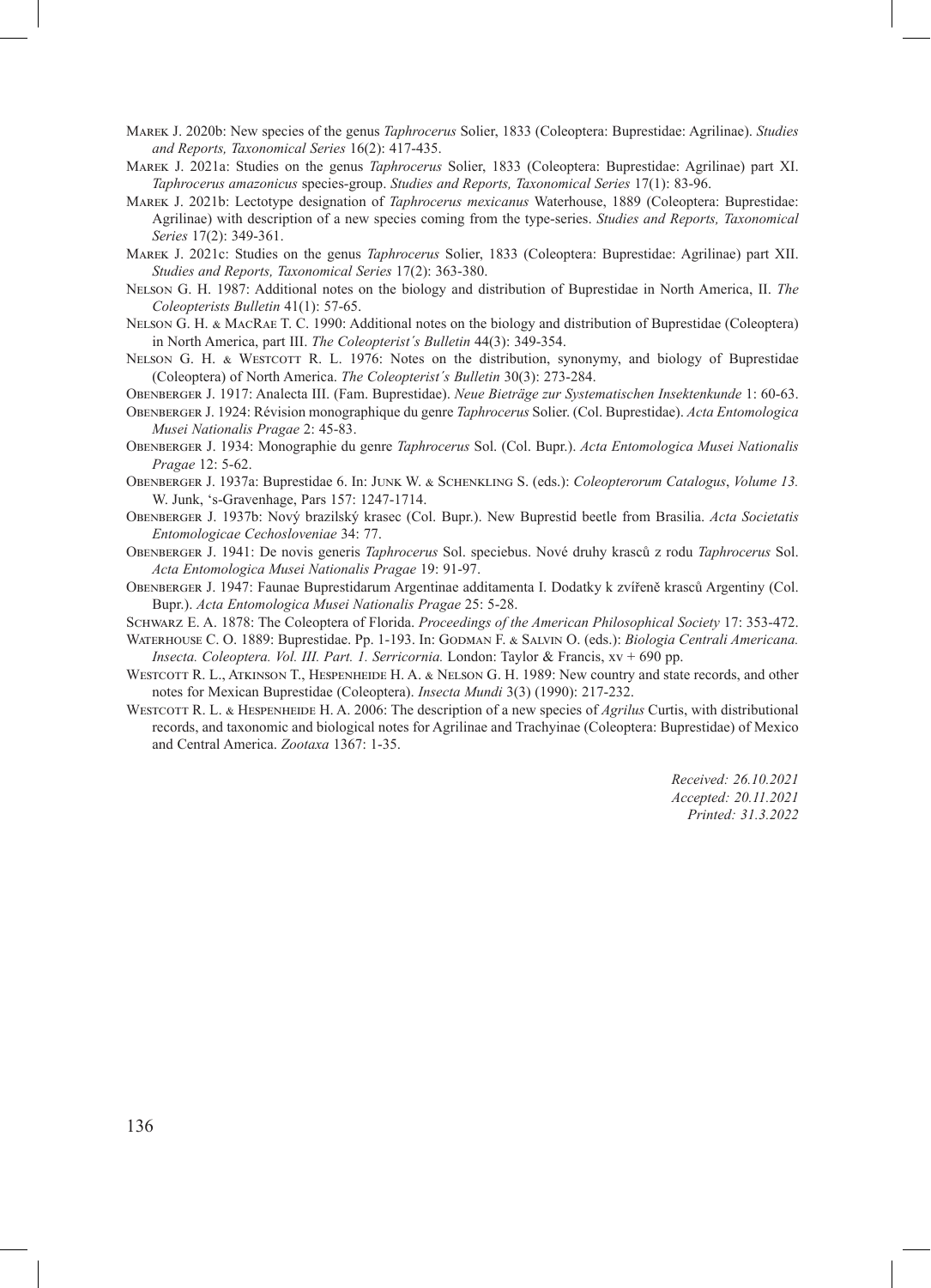Marek J. 2020b: New species of the genus *Taphrocerus* Solier, 1833 (Coleoptera: Buprestidae: Agrilinae). *Studies and Reports, Taxonomical Series* 16(2): 417-435.

Marek J. 2021a: Studies on the genus *Taphrocerus* Solier, 1833 (Coleoptera: Buprestidae: Agrilinae) part XI. *Taphrocerus amazonicus* species-group. *Studies and Reports, Taxonomical Series* 17(1): 83-96.

Marek J. 2021b: Lectotype designation of *Taphrocerus mexicanus* Waterhouse, 1889 (Coleoptera: Buprestidae: Agrilinae) with description of a new species coming from the type-series. *Studies and Reports, Taxonomical Series* 17(2): 349-361.

Marek J. 2021c: Studies on the genus *Taphrocerus* Solier, 1833 (Coleoptera: Buprestidae: Agrilinae) part XII. *Studies and Reports, Taxonomical Series* 17(2): 363-380.

Nelson G. H. 1987: Additional notes on the biology and distribution of Buprestidae in North America, II. *The Coleopterists Bulletin* 41(1): 57-65.

Nelson G. H. & MacRae T. C. 1990: Additional notes on the biology and distribution of Buprestidae (Coleoptera) in North America, part III. *The Coleopterist´s Bulletin* 44(3): 349-354.

Nelson G. H. & Westcott R. L. 1976: Notes on the distribution, synonymy, and biology of Buprestidae (Coleoptera) of North America. *The Coleopterist´s Bulletin* 30(3): 273-284.

Obenberger J. 1917: Analecta III. (Fam. Buprestidae). *Neue Bieträge zur Systematischen Insektenkunde* 1: 60-63.

Obenberger J. 1924: Révision monographique du genre *Taphrocerus* Solier. (Col. Buprestidae). *Acta Entomologica Musei Nationalis Pragae* 2: 45-83.

Obenberger J. 1934: Monographie du genre *Taphrocerus* Sol. (Col. Bupr.). *Acta Entomologica Musei Nationalis Pragae* 12: 5-62.

Obenberger J. 1937a: Buprestidae 6. In: Junk W. & Schenkling S. (eds.): *Coleopterorum Catalogus*, *Volume 13.* W. Junk, 's-Gravenhage, Pars 157: 1247-1714.

Obenberger J. 1937b: Nový brazilský krasec (Col. Bupr.). New Buprestid beetle from Brasilia. *Acta Societatis Entomologicae Cechosloveniae* 34: 77.

Obenberger J. 1941: De novis generis *Taphrocerus* Sol. speciebus. Nové druhy krasců z rodu *Taphrocerus* Sol. *Acta Entomologica Musei Nationalis Pragae* 19: 91-97.

Obenberger J. 1947: Faunae Buprestidarum Argentinae additamenta I. Dodatky k zvířeně krasců Argentiny (Col. Bupr.). *Acta Entomologica Musei Nationalis Pragae* 25: 5-28.

Schwarz E. A. 1878: The Coleoptera of Florida. *Proceedings of the American Philosophical Society* 17: 353-472.

Waterhouse C. O. 1889: Buprestidae. Pp. 1-193. In: Godman F. & Salvin O. (eds.): *Biologia Centrali Americana. Insecta. Coleoptera. Vol. III. Part. 1. Serricornia.* London: Taylor & Francis, xv + 690 pp.

Westcott R. L., Atkinson T., Hespenheide H. A. & Nelson G. H. 1989: New country and state records, and other notes for Mexican Buprestidae (Coleoptera). *Insecta Mundi* 3(3) (1990): 217-232.

Westcott R. L. & Hespenheide H. A. 2006: The description of a new species of *Agrilus* Curtis, with distributional records, and taxonomic and biological notes for Agrilinae and Trachyinae (Coleoptera: Buprestidae) of Mexico and Central America. *Zootaxa* 1367: 1-35.

*Received: 26.10.2021*
*Accepted: 20.11.2021*
*Printed: 31.3.2022*